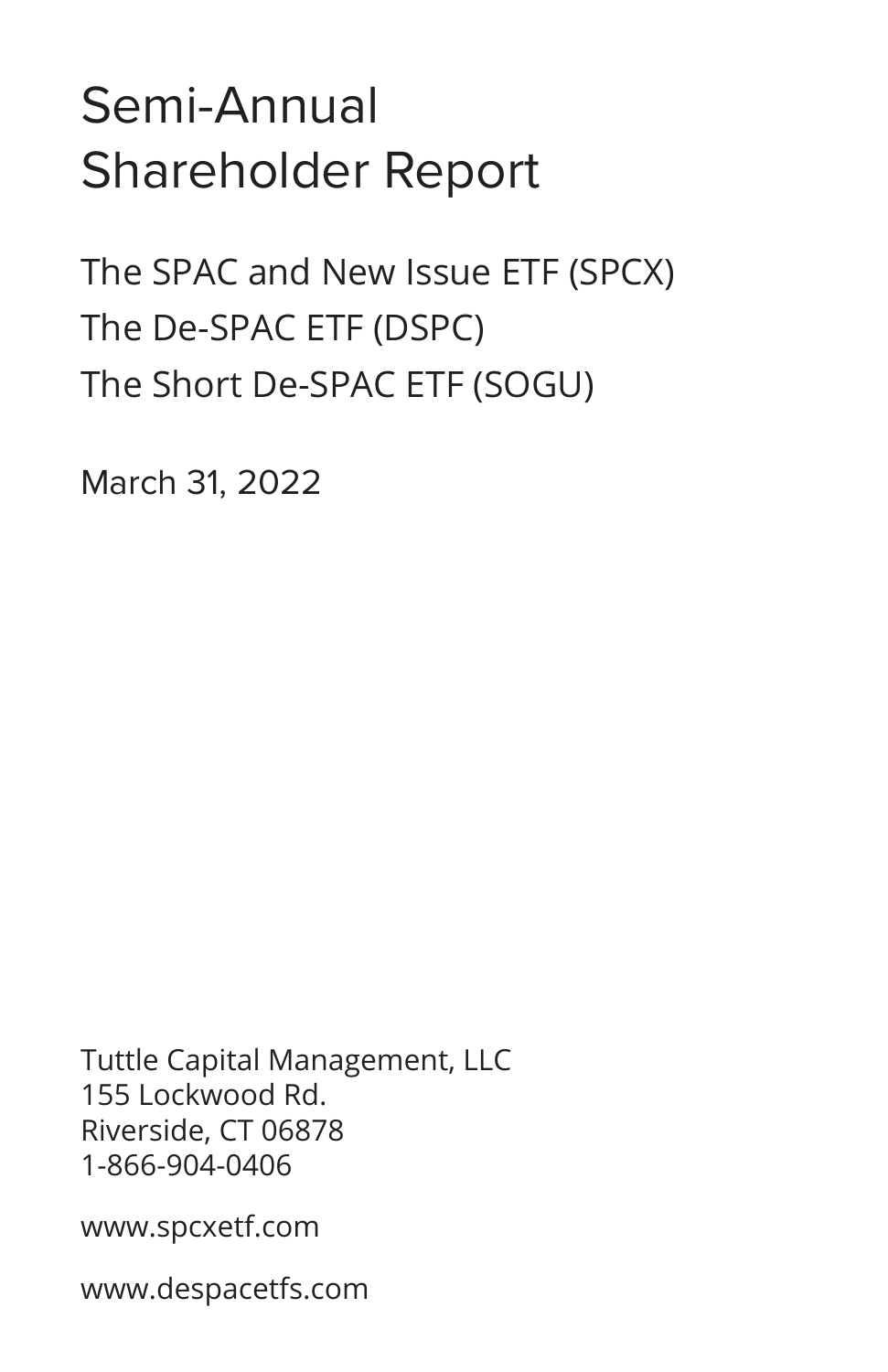# Semi-Annual Shareholder Report

The SPAC and New Issue ETF (SPCX)

The De-SPAC ETF (DSPC)

The Short De-SPAC ETF (SOGU)

March 31, 2022

Tuttle Capital Management, LLC
155 Lockwood Rd.
Riverside, CT 06878
1-866-904-0406

www.spcxetf.com

www.despacetfs.com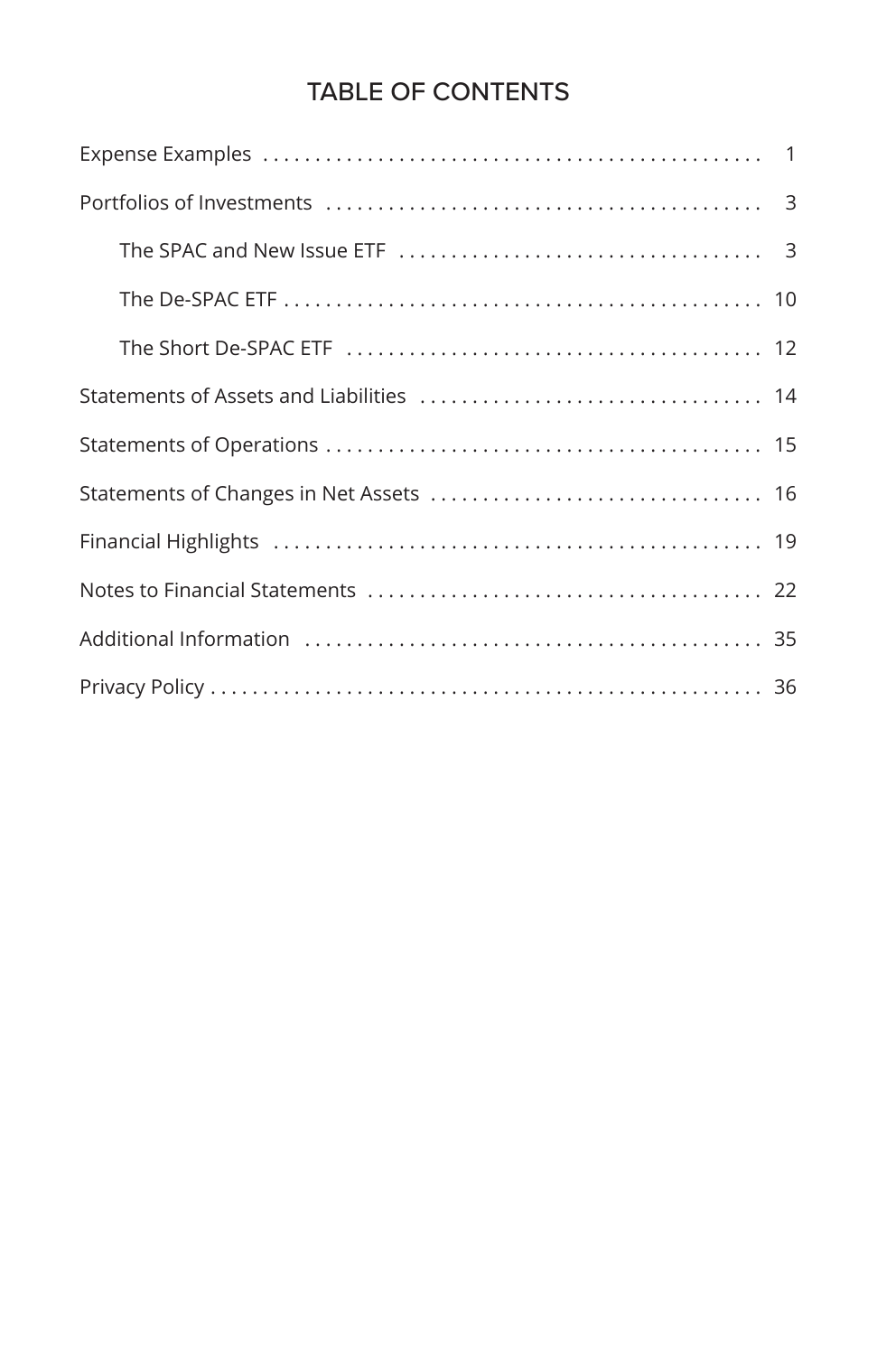# TABLE OF CONTENTS

| | |
|---|---|
| Expense Examples | 1 |
| Portfolios of Investments | 3 |
| The SPAC and New Issue ETF | 3 |
| The De-SPAC ETF | 10 |
| The Short De-SPAC ETF | 12 |
| Statements of Assets and Liabilities | 14 |
| Statements of Operations | 15 |
| Statements of Changes in Net Assets | 16 |
| Financial Highlights | 19 |
| Notes to Financial Statements | 22 |
| Additional Information | 35 |
| Privacy Policy | 36 |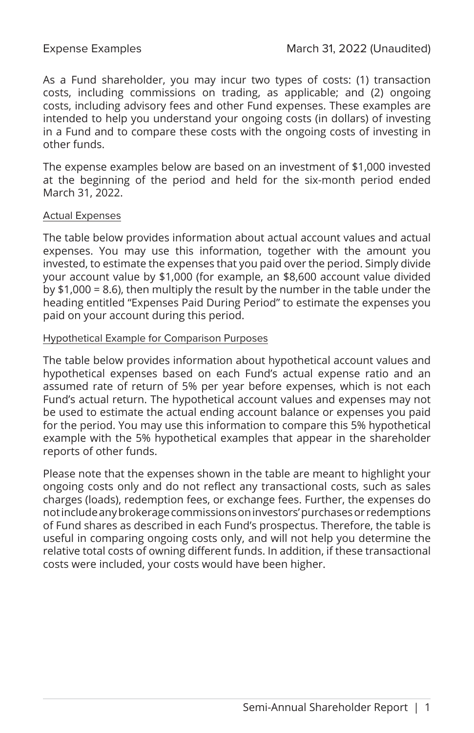## Expense Examples

March 31, 2022 (Unaudited)

As a Fund shareholder, you may incur two types of costs: (1) transaction costs, including commissions on trading, as applicable; and (2) ongoing costs, including advisory fees and other Fund expenses. These examples are intended to help you understand your ongoing costs (in dollars) of investing in a Fund and to compare these costs with the ongoing costs of investing in other funds.

The expense examples below are based on an investment of $1,000 invested at the beginning of the period and held for the six-month period ended March 31, 2022.

### Actual Expenses

The table below provides information about actual account values and actual expenses. You may use this information, together with the amount you invested, to estimate the expenses that you paid over the period. Simply divide your account value by $1,000 (for example, an $8,600 account value divided by $1,000 = 8.6), then multiply the result by the number in the table under the heading entitled "Expenses Paid During Period" to estimate the expenses you paid on your account during this period.

### Hypothetical Example for Comparison Purposes

The table below provides information about hypothetical account values and hypothetical expenses based on each Fund's actual expense ratio and an assumed rate of return of 5% per year before expenses, which is not each Fund's actual return. The hypothetical account values and expenses may not be used to estimate the actual ending account balance or expenses you paid for the period. You may use this information to compare this 5% hypothetical example with the 5% hypothetical examples that appear in the shareholder reports of other funds.

Please note that the expenses shown in the table are meant to highlight your ongoing costs only and do not reflect any transactional costs, such as sales charges (loads), redemption fees, or exchange fees. Further, the expenses do not include any brokerage commissions on investors' purchases or redemptions of Fund shares as described in each Fund's prospectus. Therefore, the table is useful in comparing ongoing costs only, and will not help you determine the relative total costs of owning different funds. In addition, if these transactional costs were included, your costs would have been higher.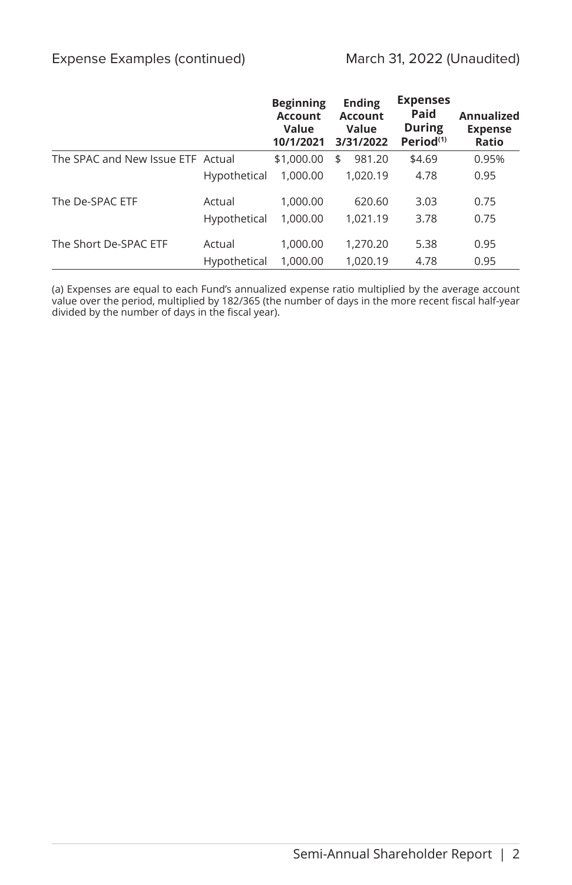Expense Examples (continued) March 31, 2022 (Unaudited)

| | | Beginning Account Value 10/1/2021 | Ending Account Value 3/31/2022 | Expenses Paid During Period[(1)] | Annualized Expense Ratio |
|---|---|---|---|---|---|
| The SPAC and New Issue ETF | Actual | $1,000.00 | $ 981.20 | $4.69 | 0.95% |
| | Hypothetical | 1,000.00 | 1,020.19 | 4.78 | 0.95 |
| The De-SPAC ETF | Actual | 1,000.00 | 620.60 | 3.03 | 0.75 |
| | Hypothetical | 1,000.00 | 1,021.19 | 3.78 | 0.75 |
| The Short De-SPAC ETF | Actual | 1,000.00 | 1,270.20 | 5.38 | 0.95 |
| | Hypothetical | 1,000.00 | 1,020.19 | 4.78 | 0.95 |

(a) Expenses are equal to each Fund's annualized expense ratio multiplied by the average account value over the period, multiplied by 182/365 (the number of days in the more recent fiscal half-year divided by the number of days in the fiscal year).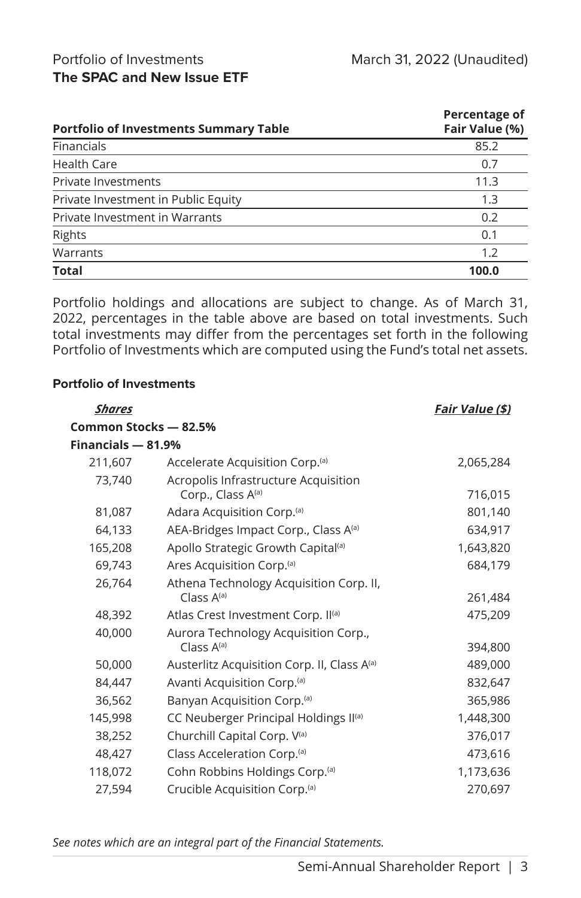Portfolio of Investments
**The SPAC and New Issue ETF**

March 31, 2022 (Unaudited)

| Portfolio of Investments Summary Table | Percentage of Fair Value (%) |
|---|---|
| Financials | 85.2 |
| Health Care | 0.7 |
| Private Investments | 11.3 |
| Private Investment in Public Equity | 1.3 |
| Private Investment in Warrants | 0.2 |
| Rights | 0.1 |
| Warrants | 1.2 |
| **Total** | **100.0** |

Portfolio holdings and allocations are subject to change. As of March 31, 2022, percentages in the table above are based on total investments. Such total investments may differ from the percentages set forth in the following Portfolio of Investments which are computed using the Fund's total net assets.

**Portfolio of Investments**

| *Shares* | | *Fair Value ($)* |
|---|---|---|
| **Common Stocks — 82.5%** | | |
| **Financials — 81.9%** | | |
| 211,607 | Accelerate Acquisition Corp.[(a)] | 2,065,284 |
| 73,740 | Acropolis Infrastructure Acquisition Corp., Class A[(a)] | 716,015 |
| 81,087 | Adara Acquisition Corp.[(a)] | 801,140 |
| 64,133 | AEA-Bridges Impact Corp., Class A[(a)] | 634,917 |
| 165,208 | Apollo Strategic Growth Capital[(a)] | 1,643,820 |
| 69,743 | Ares Acquisition Corp.[(a)] | 684,179 |
| 26,764 | Athena Technology Acquisition Corp. II, Class A[(a)] | 261,484 |
| 48,392 | Atlas Crest Investment Corp. II[(a)] | 475,209 |
| 40,000 | Aurora Technology Acquisition Corp., Class A[(a)] | 394,800 |
| 50,000 | Austerlitz Acquisition Corp. II, Class A[(a)] | 489,000 |
| 84,447 | Avanti Acquisition Corp.[(a)] | 832,647 |
| 36,562 | Banyan Acquisition Corp.[(a)] | 365,986 |
| 145,998 | CC Neuberger Principal Holdings II[(a)] | 1,448,300 |
| 38,252 | Churchill Capital Corp. V[(a)] | 376,017 |
| 48,427 | Class Acceleration Corp.[(a)] | 473,616 |
| 118,072 | Cohn Robbins Holdings Corp.[(a)] | 1,173,636 |
| 27,594 | Crucible Acquisition Corp.[(a)] | 270,697 |

*See notes which are an integral part of the Financial Statements.*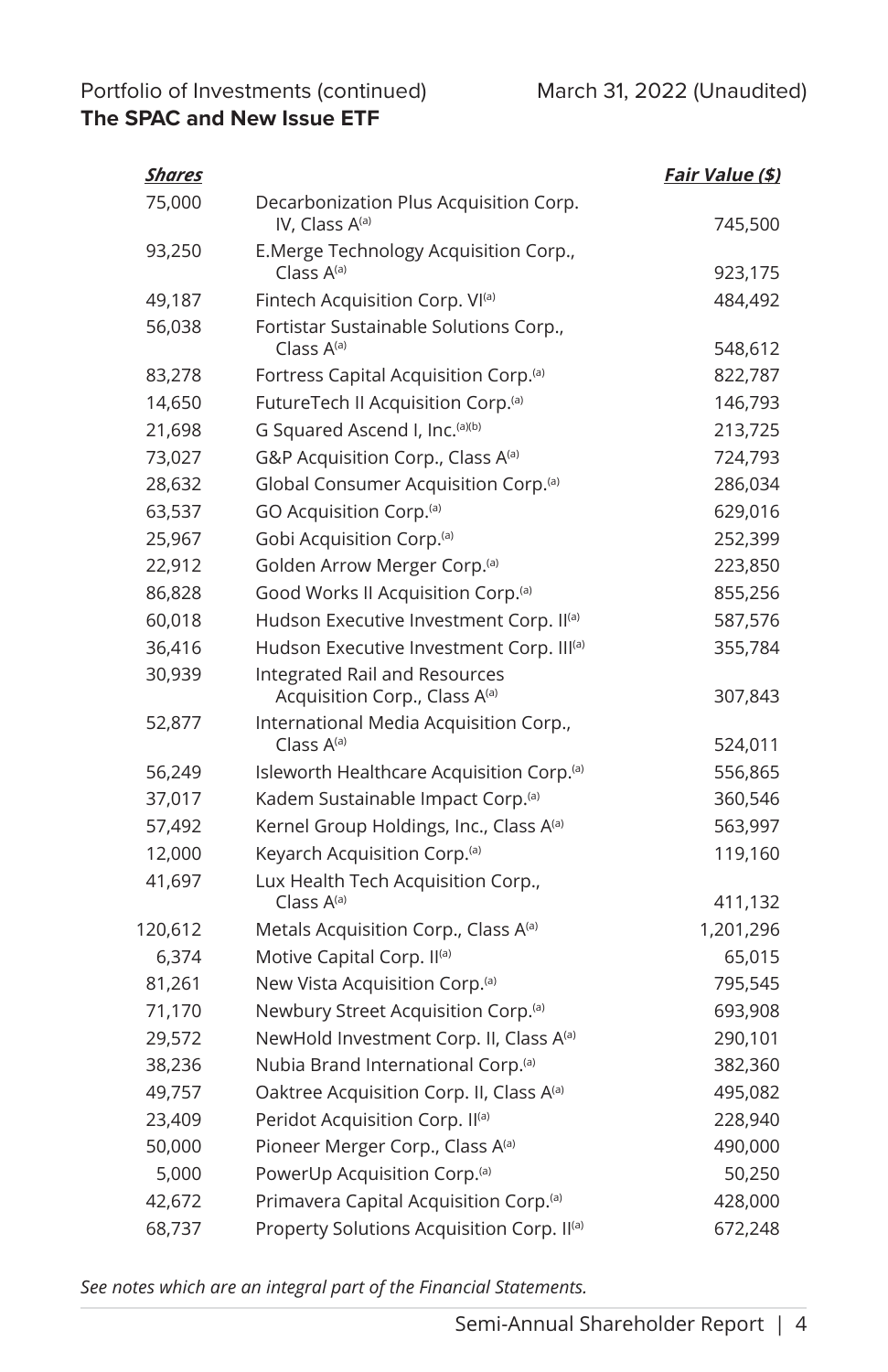Portfolio of Investments (continued) March 31, 2022 (Unaudited)
**The SPAC and New Issue ETF**

| *Shares* | | *Fair Value ($)* |
|---|---|---|
| 75,000 | Decarbonization Plus Acquisition Corp. IV, Class A[(a)] | 745,500 |
| 93,250 | E.Merge Technology Acquisition Corp., Class A[(a)] | 923,175 |
| 49,187 | Fintech Acquisition Corp. VI[(a)] | 484,492 |
| 56,038 | Fortistar Sustainable Solutions Corp., Class A[(a)] | 548,612 |
| 83,278 | Fortress Capital Acquisition Corp.[(a)] | 822,787 |
| 14,650 | FutureTech II Acquisition Corp.[(a)] | 146,793 |
| 21,698 | G Squared Ascend I, Inc.[(a)(b)] | 213,725 |
| 73,027 | G&P Acquisition Corp., Class A[(a)] | 724,793 |
| 28,632 | Global Consumer Acquisition Corp.[(a)] | 286,034 |
| 63,537 | GO Acquisition Corp.[(a)] | 629,016 |
| 25,967 | Gobi Acquisition Corp.[(a)] | 252,399 |
| 22,912 | Golden Arrow Merger Corp.[(a)] | 223,850 |
| 86,828 | Good Works II Acquisition Corp.[(a)] | 855,256 |
| 60,018 | Hudson Executive Investment Corp. II[(a)] | 587,576 |
| 36,416 | Hudson Executive Investment Corp. III[(a)] | 355,784 |
| 30,939 | Integrated Rail and Resources Acquisition Corp., Class A[(a)] | 307,843 |
| 52,877 | International Media Acquisition Corp., Class A[(a)] | 524,011 |
| 56,249 | Isleworth Healthcare Acquisition Corp.[(a)] | 556,865 |
| 37,017 | Kadem Sustainable Impact Corp.[(a)] | 360,546 |
| 57,492 | Kernel Group Holdings, Inc., Class A[(a)] | 563,997 |
| 12,000 | Keyarch Acquisition Corp.[(a)] | 119,160 |
| 41,697 | Lux Health Tech Acquisition Corp., Class A[(a)] | 411,132 |
| 120,612 | Metals Acquisition Corp., Class A[(a)] | 1,201,296 |
| 6,374 | Motive Capital Corp. II[(a)] | 65,015 |
| 81,261 | New Vista Acquisition Corp.[(a)] | 795,545 |
| 71,170 | Newbury Street Acquisition Corp.[(a)] | 693,908 |
| 29,572 | NewHold Investment Corp. II, Class A[(a)] | 290,101 |
| 38,236 | Nubia Brand International Corp.[(a)] | 382,360 |
| 49,757 | Oaktree Acquisition Corp. II, Class A[(a)] | 495,082 |
| 23,409 | Peridot Acquisition Corp. II[(a)] | 228,940 |
| 50,000 | Pioneer Merger Corp., Class A[(a)] | 490,000 |
| 5,000 | PowerUp Acquisition Corp.[(a)] | 50,250 |
| 42,672 | Primavera Capital Acquisition Corp.[(a)] | 428,000 |
| 68,737 | Property Solutions Acquisition Corp. II[(a)] | 672,248 |

*See notes which are an integral part of the Financial Statements.*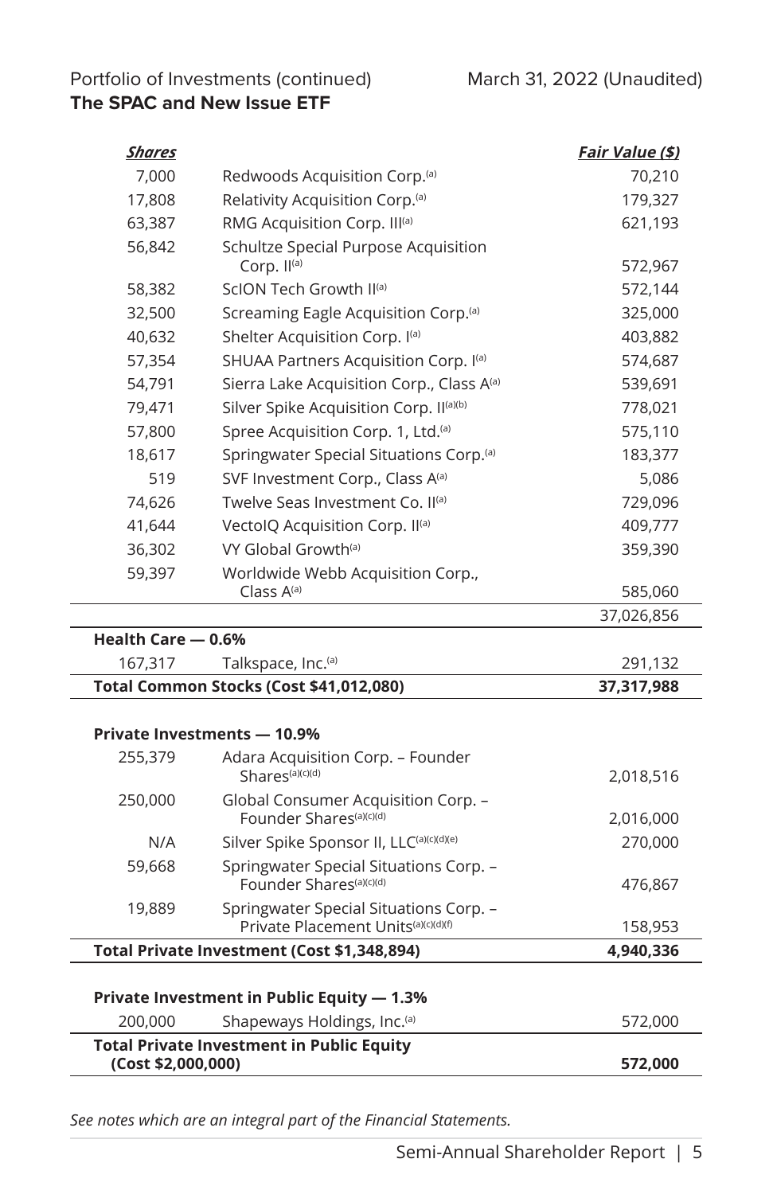Portfolio of Investments (continued)
**The SPAC and New Issue ETF**

March 31, 2022 (Unaudited)

| *Shares* | | *Fair Value ($)* |
|---|---|---|
| 7,000 | Redwoods Acquisition Corp.[(a)] | 70,210 |
| 17,808 | Relativity Acquisition Corp.[(a)] | 179,327 |
| 63,387 | RMG Acquisition Corp. III[(a)] | 621,193 |
| 56,842 | Schultze Special Purpose Acquisition Corp. II[(a)] | 572,967 |
| 58,382 | ScION Tech Growth II[(a)] | 572,144 |
| 32,500 | Screaming Eagle Acquisition Corp.[(a)] | 325,000 |
| 40,632 | Shelter Acquisition Corp. I[(a)] | 403,882 |
| 57,354 | SHUAA Partners Acquisition Corp. I[(a)] | 574,687 |
| 54,791 | Sierra Lake Acquisition Corp., Class A[(a)] | 539,691 |
| 79,471 | Silver Spike Acquisition Corp. II[(a)(b)] | 778,021 |
| 57,800 | Spree Acquisition Corp. 1, Ltd.[(a)] | 575,110 |
| 18,617 | Springwater Special Situations Corp.[(a)] | 183,377 |
| 519 | SVF Investment Corp., Class A[(a)] | 5,086 |
| 74,626 | Twelve Seas Investment Co. II[(a)] | 729,096 |
| 41,644 | VectoIQ Acquisition Corp. II[(a)] | 409,777 |
| 36,302 | VY Global Growth[(a)] | 359,390 |
| 59,397 | Worldwide Webb Acquisition Corp., Class A[(a)] | 585,060 |
| | | 37,026,856 |
| **Health Care — 0.6%** | | |
| 167,317 | Talkspace, Inc.[(a)] | 291,132 |
| **Total Common Stocks (Cost $41,012,080)** | | **37,317,988** |
| | | |
| **Private Investments — 10.9%** | | |
| 255,379 | Adara Acquisition Corp. – Founder Shares[(a)(c)(d)] | 2,018,516 |
| 250,000 | Global Consumer Acquisition Corp. – Founder Shares[(a)(c)(d)] | 2,016,000 |
| N/A | Silver Spike Sponsor II, LLC[(a)(c)(d)(e)] | 270,000 |
| 59,668 | Springwater Special Situations Corp. – Founder Shares[(a)(c)(d)] | 476,867 |
| 19,889 | Springwater Special Situations Corp. – Private Placement Units[(a)(c)(d)(f)] | 158,953 |
| **Total Private Investment (Cost $1,348,894)** | | **4,940,336** |
| | | |
| **Private Investment in Public Equity — 1.3%** | | |
| 200,000 | Shapeways Holdings, Inc.[(a)] | 572,000 |
| **Total Private Investment in Public Equity (Cost $2,000,000)** | | **572,000** |

*See notes which are an integral part of the Financial Statements.*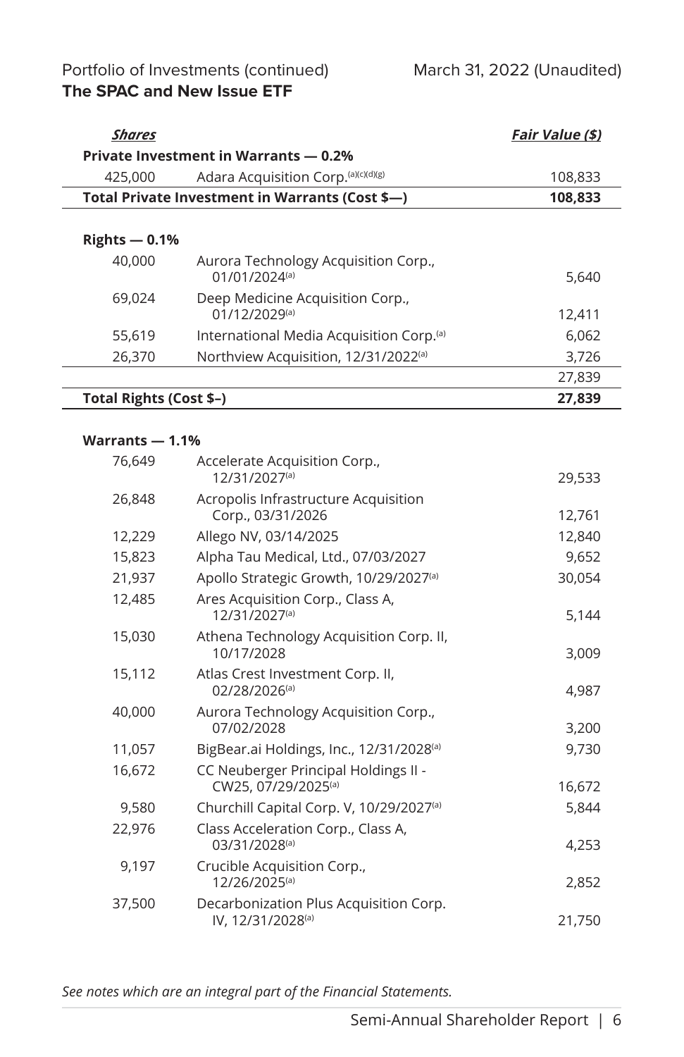Portfolio of Investments (continued) March 31, 2022 (Unaudited)
**The SPAC and New Issue ETF**

| ***Shares*** | | ***Fair Value ($)*** |
|---|---|---|
| **Private Investment in Warrants — 0.2%** | | |
| 425,000 | Adara Acquisition Corp.[(a)(c)(d)(g)] | 108,833 |
| **Total Private Investment in Warrants (Cost $—)** | | **108,833** |
| | | |
| **Rights — 0.1%** | | |
| 40,000 | Aurora Technology Acquisition Corp., 01/01/2024[(a)] | 5,640 |
| 69,024 | Deep Medicine Acquisition Corp., 01/12/2029[(a)] | 12,411 |
| 55,619 | International Media Acquisition Corp.[(a)] | 6,062 |
| 26,370 | Northview Acquisition, 12/31/2022[(a)] | 3,726 |
| | | 27,839 |
| **Total Rights (Cost $–)** | | **27,839** |
| | | |
| **Warrants — 1.1%** | | |
| 76,649 | Accelerate Acquisition Corp., 12/31/2027[(a)] | 29,533 |
| 26,848 | Acropolis Infrastructure Acquisition Corp., 03/31/2026 | 12,761 |
| 12,229 | Allego NV, 03/14/2025 | 12,840 |
| 15,823 | Alpha Tau Medical, Ltd., 07/03/2027 | 9,652 |
| 21,937 | Apollo Strategic Growth, 10/29/2027[(a)] | 30,054 |
| 12,485 | Ares Acquisition Corp., Class A, 12/31/2027[(a)] | 5,144 |
| 15,030 | Athena Technology Acquisition Corp. II, 10/17/2028 | 3,009 |
| 15,112 | Atlas Crest Investment Corp. II, 02/28/2026[(a)] | 4,987 |
| 40,000 | Aurora Technology Acquisition Corp., 07/02/2028 | 3,200 |
| 11,057 | BigBear.ai Holdings, Inc., 12/31/2028[(a)] | 9,730 |
| 16,672 | CC Neuberger Principal Holdings II - CW25, 07/29/2025[(a)] | 16,672 |
| 9,580 | Churchill Capital Corp. V, 10/29/2027[(a)] | 5,844 |
| 22,976 | Class Acceleration Corp., Class A, 03/31/2028[(a)] | 4,253 |
| 9,197 | Crucible Acquisition Corp., 12/26/2025[(a)] | 2,852 |
| 37,500 | Decarbonization Plus Acquisition Corp. IV, 12/31/2028[(a)] | 21,750 |

*See notes which are an integral part of the Financial Statements.*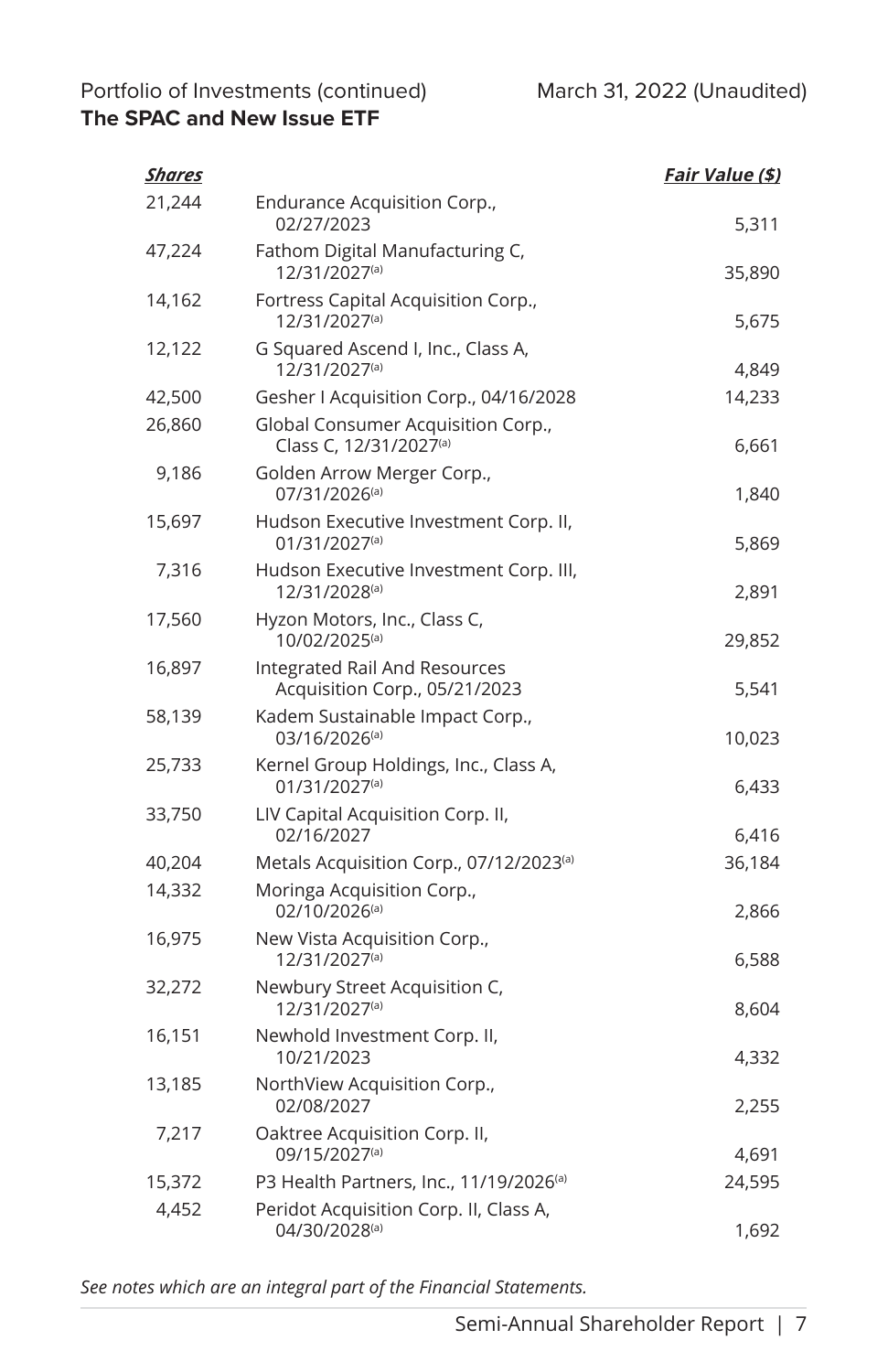Portfolio of Investments (continued) March 31, 2022 (Unaudited)

**The SPAC and New Issue ETF**

| *Shares* | | *Fair Value ($)* |
|---|---|---|
| 21,244 | Endurance Acquisition Corp., 02/27/2023 | 5,311 |
| 47,224 | Fathom Digital Manufacturing C, 12/31/2027[(a)] | 35,890 |
| 14,162 | Fortress Capital Acquisition Corp., 12/31/2027[(a)] | 5,675 |
| 12,122 | G Squared Ascend I, Inc., Class A, 12/31/2027[(a)] | 4,849 |
| 42,500 | Gesher I Acquisition Corp., 04/16/2028 | 14,233 |
| 26,860 | Global Consumer Acquisition Corp., Class C, 12/31/2027[(a)] | 6,661 |
| 9,186 | Golden Arrow Merger Corp., 07/31/2026[(a)] | 1,840 |
| 15,697 | Hudson Executive Investment Corp. II, 01/31/2027[(a)] | 5,869 |
| 7,316 | Hudson Executive Investment Corp. III, 12/31/2028[(a)] | 2,891 |
| 17,560 | Hyzon Motors, Inc., Class C, 10/02/2025[(a)] | 29,852 |
| 16,897 | Integrated Rail And Resources Acquisition Corp., 05/21/2023 | 5,541 |
| 58,139 | Kadem Sustainable Impact Corp., 03/16/2026[(a)] | 10,023 |
| 25,733 | Kernel Group Holdings, Inc., Class A, 01/31/2027[(a)] | 6,433 |
| 33,750 | LIV Capital Acquisition Corp. II, 02/16/2027 | 6,416 |
| 40,204 | Metals Acquisition Corp., 07/12/2023[(a)] | 36,184 |
| 14,332 | Moringa Acquisition Corp., 02/10/2026[(a)] | 2,866 |
| 16,975 | New Vista Acquisition Corp., 12/31/2027[(a)] | 6,588 |
| 32,272 | Newbury Street Acquisition C, 12/31/2027[(a)] | 8,604 |
| 16,151 | Newhold Investment Corp. II, 10/21/2023 | 4,332 |
| 13,185 | NorthView Acquisition Corp., 02/08/2027 | 2,255 |
| 7,217 | Oaktree Acquisition Corp. II, 09/15/2027[(a)] | 4,691 |
| 15,372 | P3 Health Partners, Inc., 11/19/2026[(a)] | 24,595 |
| 4,452 | Peridot Acquisition Corp. II, Class A, 04/30/2028[(a)] | 1,692 |

*See notes which are an integral part of the Financial Statements.*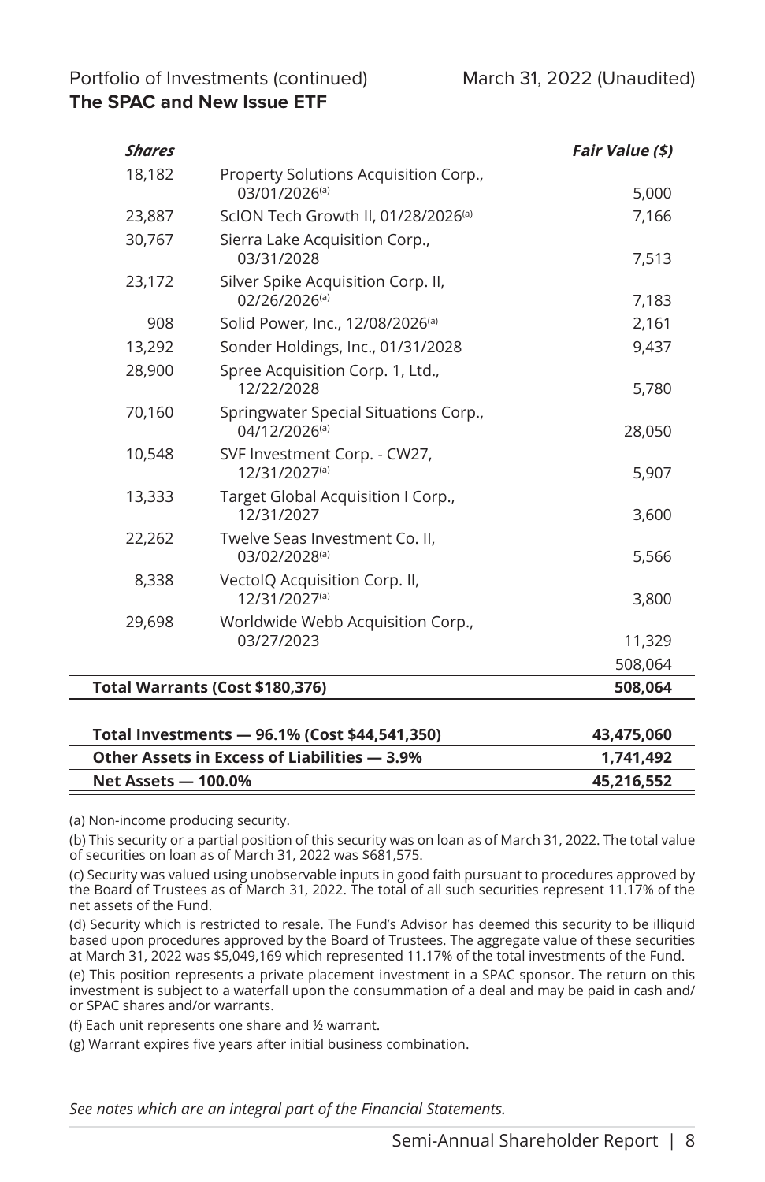Portfolio of Investments (continued) March 31, 2022 (Unaudited)

**The SPAC and New Issue ETF**

| *Shares* | | *Fair Value ($)* |
|---|---|---|
| 18,182 | Property Solutions Acquisition Corp., 03/01/2026[(a)] | 5,000 |
| 23,887 | ScION Tech Growth II, 01/28/2026[(a)] | 7,166 |
| 30,767 | Sierra Lake Acquisition Corp., 03/31/2028 | 7,513 |
| 23,172 | Silver Spike Acquisition Corp. II, 02/26/2026[(a)] | 7,183 |
| 908 | Solid Power, Inc., 12/08/2026[(a)] | 2,161 |
| 13,292 | Sonder Holdings, Inc., 01/31/2028 | 9,437 |
| 28,900 | Spree Acquisition Corp. 1, Ltd., 12/22/2028 | 5,780 |
| 70,160 | Springwater Special Situations Corp., 04/12/2026[(a)] | 28,050 |
| 10,548 | SVF Investment Corp. - CW27, 12/31/2027[(a)] | 5,907 |
| 13,333 | Target Global Acquisition I Corp., 12/31/2027 | 3,600 |
| 22,262 | Twelve Seas Investment Co. II, 03/02/2028[(a)] | 5,566 |
| 8,338 | VectoIQ Acquisition Corp. II, 12/31/2027[(a)] | 3,800 |
| 29,698 | Worldwide Webb Acquisition Corp., 03/27/2023 | 11,329 |
| | | 508,064 |
| **Total Warrants (Cost $180,376)** | | **508,064** |

| | |
|---|---|
| **Total Investments — 96.1% (Cost $44,541,350)** | **43,475,060** |
| **Other Assets in Excess of Liabilities — 3.9%** | **1,741,492** |
| **Net Assets — 100.0%** | **45,216,552** |

(a) Non-income producing security.

(b) This security or a partial position of this security was on loan as of March 31, 2022. The total value of securities on loan as of March 31, 2022 was $681,575.

(c) Security was valued using unobservable inputs in good faith pursuant to procedures approved by the Board of Trustees as of March 31, 2022. The total of all such securities represent 11.17% of the net assets of the Fund.

(d) Security which is restricted to resale. The Fund's Advisor has deemed this security to be illiquid based upon procedures approved by the Board of Trustees. The aggregate value of these securities at March 31, 2022 was $5,049,169 which represented 11.17% of the total investments of the Fund.

(e) This position represents a private placement investment in a SPAC sponsor. The return on this investment is subject to a waterfall upon the consummation of a deal and may be paid in cash and/or SPAC shares and/or warrants.

(f) Each unit represents one share and ½ warrant.

(g) Warrant expires five years after initial business combination.

*See notes which are an integral part of the Financial Statements.*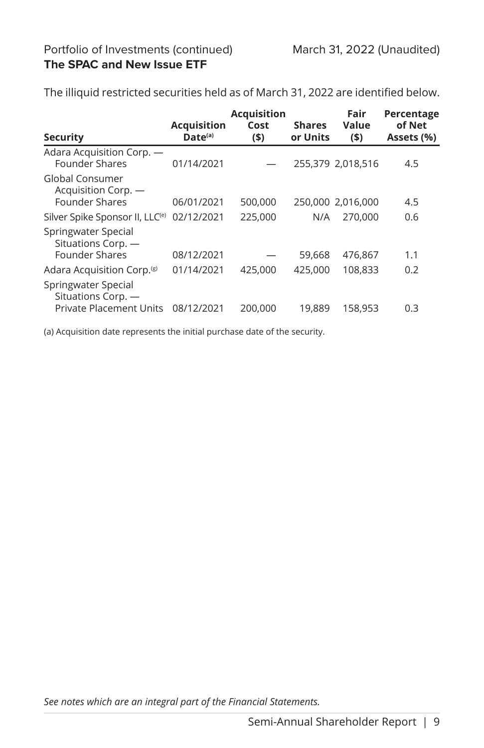Portfolio of Investments (continued) March 31, 2022 (Unaudited)

**The SPAC and New Issue ETF**

The illiquid restricted securities held as of March 31, 2022 are identified below.

| Security | Acquisition Date[(a)] | Acquisition Cost ($) | Shares or Units | Fair Value ($) | Percentage of Net Assets (%) |
|---|---|---|---|---|---|
| Adara Acquisition Corp. — Founder Shares | 01/14/2021 | — | 255,379 | 2,018,516 | 4.5 |
| Global Consumer Acquisition Corp. — Founder Shares | 06/01/2021 | 500,000 | 250,000 | 2,016,000 | 4.5 |
| Silver Spike Sponsor II, LLC[(e)] | 02/12/2021 | 225,000 | N/A | 270,000 | 0.6 |
| Springwater Special Situations Corp. — Founder Shares | 08/12/2021 | — | 59,668 | 476,867 | 1.1 |
| Adara Acquisition Corp.[(g)] | 01/14/2021 | 425,000 | 425,000 | 108,833 | 0.2 |
| Springwater Special Situations Corp. — Private Placement Units | 08/12/2021 | 200,000 | 19,889 | 158,953 | 0.3 |

(a) Acquisition date represents the initial purchase date of the security.

*See notes which are an integral part of the Financial Statements.*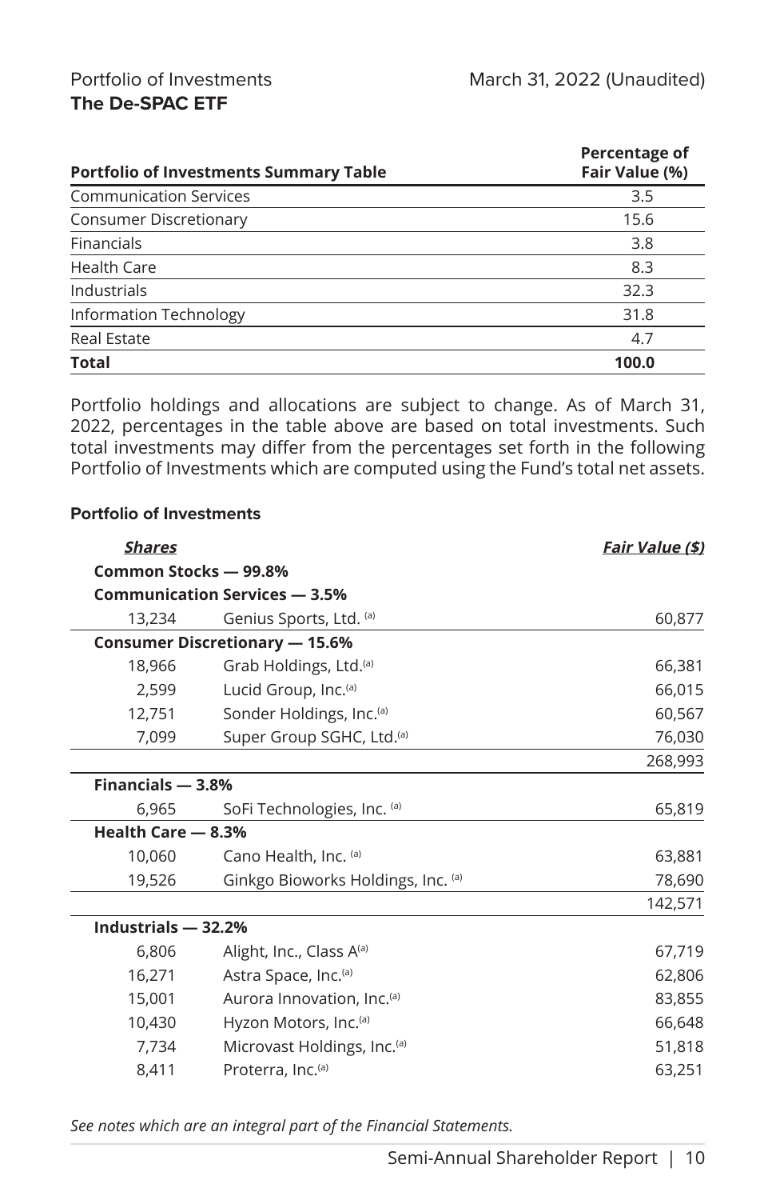Portfolio of Investments
**The De-SPAC ETF**

March 31, 2022 (Unaudited)

| Portfolio of Investments Summary Table | Percentage of Fair Value (%) |
|---|---|
| Communication Services | 3.5 |
| Consumer Discretionary | 15.6 |
| Financials | 3.8 |
| Health Care | 8.3 |
| Industrials | 32.3 |
| Information Technology | 31.8 |
| Real Estate | 4.7 |
| **Total** | **100.0** |

Portfolio holdings and allocations are subject to change. As of March 31, 2022, percentages in the table above are based on total investments. Such total investments may differ from the percentages set forth in the following Portfolio of Investments which are computed using the Fund's total net assets.

**Portfolio of Investments**

| *Shares* | | *Fair Value ($)* |
|---|---|---|
| **Common Stocks — 99.8%** | | |
| **Communication Services — 3.5%** | | |
| 13,234 | Genius Sports, Ltd. [(a)] | 60,877 |
| **Consumer Discretionary — 15.6%** | | |
| 18,966 | Grab Holdings, Ltd.[(a)] | 66,381 |
| 2,599 | Lucid Group, Inc.[(a)] | 66,015 |
| 12,751 | Sonder Holdings, Inc.[(a)] | 60,567 |
| 7,099 | Super Group SGHC, Ltd.[(a)] | 76,030 |
| | | 268,993 |
| **Financials — 3.8%** | | |
| 6,965 | SoFi Technologies, Inc. [(a)] | 65,819 |
| **Health Care — 8.3%** | | |
| 10,060 | Cano Health, Inc. [(a)] | 63,881 |
| 19,526 | Ginkgo Bioworks Holdings, Inc. [(a)] | 78,690 |
| | | 142,571 |
| **Industrials — 32.2%** | | |
| 6,806 | Alight, Inc., Class A[(a)] | 67,719 |
| 16,271 | Astra Space, Inc.[(a)] | 62,806 |
| 15,001 | Aurora Innovation, Inc.[(a)] | 83,855 |
| 10,430 | Hyzon Motors, Inc.[(a)] | 66,648 |
| 7,734 | Microvast Holdings, Inc.[(a)] | 51,818 |
| 8,411 | Proterra, Inc.[(a)] | 63,251 |

*See notes which are an integral part of the Financial Statements.*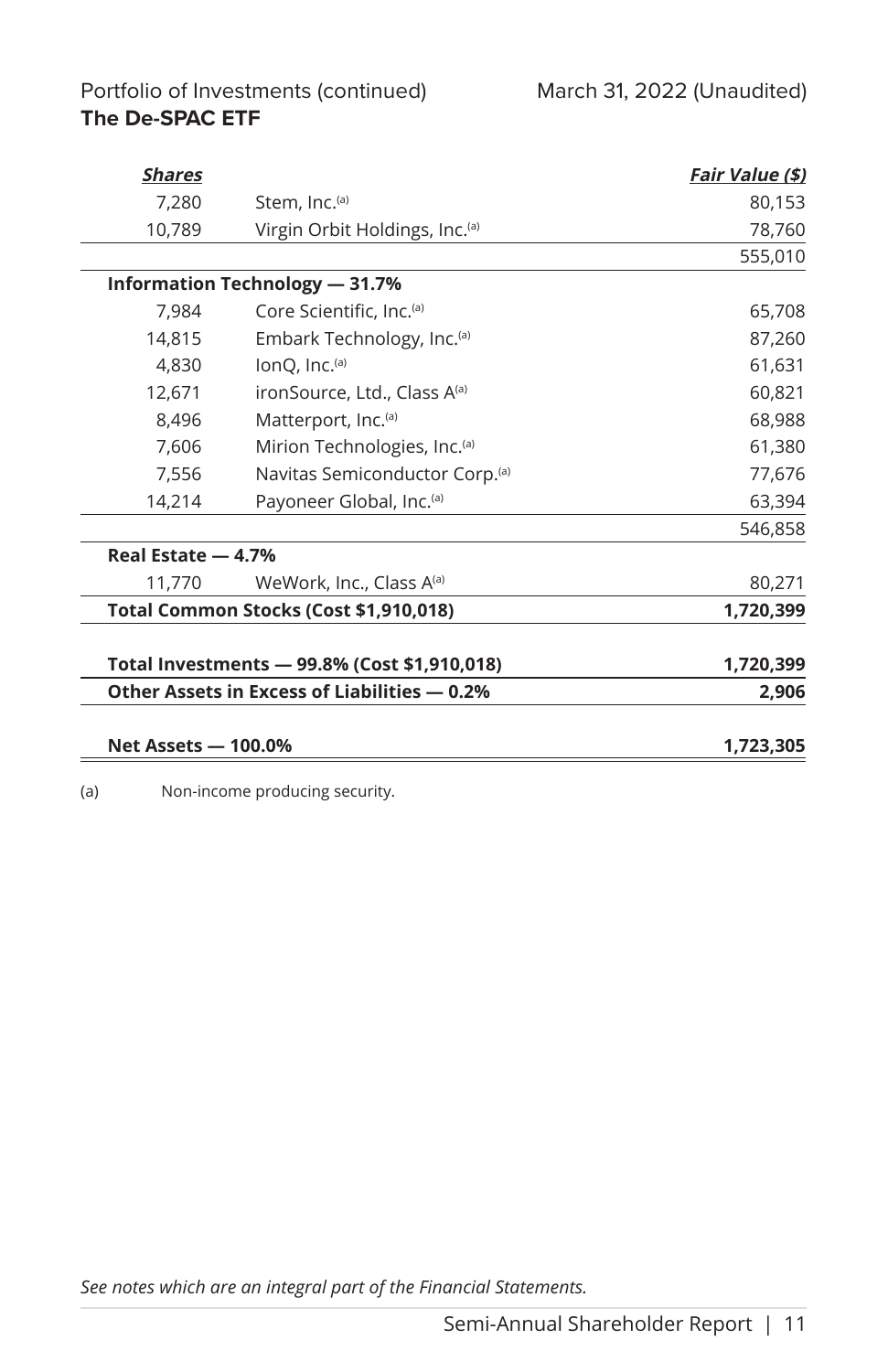Portfolio of Investments (continued) March 31, 2022 (Unaudited)

**The De-SPAC ETF**

| ***Shares*** | | ***Fair Value ($)*** |
|---|---|---|
| 7,280 | Stem, Inc.[(a)] | 80,153 |
| 10,789 | Virgin Orbit Holdings, Inc.[(a)] | 78,760 |
| | | 555,010 |
| **Information Technology — 31.7%** | | |
| 7,984 | Core Scientific, Inc.[(a)] | 65,708 |
| 14,815 | Embark Technology, Inc.[(a)] | 87,260 |
| 4,830 | IonQ, Inc.[(a)] | 61,631 |
| 12,671 | ironSource, Ltd., Class A[(a)] | 60,821 |
| 8,496 | Matterport, Inc.[(a)] | 68,988 |
| 7,606 | Mirion Technologies, Inc.[(a)] | 61,380 |
| 7,556 | Navitas Semiconductor Corp.[(a)] | 77,676 |
| 14,214 | Payoneer Global, Inc.[(a)] | 63,394 |
| | | 546,858 |
| **Real Estate — 4.7%** | | |
| 11,770 | WeWork, Inc., Class A[(a)] | 80,271 |
| **Total Common Stocks (Cost $1,910,018)** | | **1,720,399** |
| **Total Investments — 99.8% (Cost $1,910,018)** | | **1,720,399** |
| **Other Assets in Excess of Liabilities — 0.2%** | | **2,906** |
| **Net Assets — 100.0%** | | **1,723,305** |

(a) Non-income producing security.

*See notes which are an integral part of the Financial Statements.*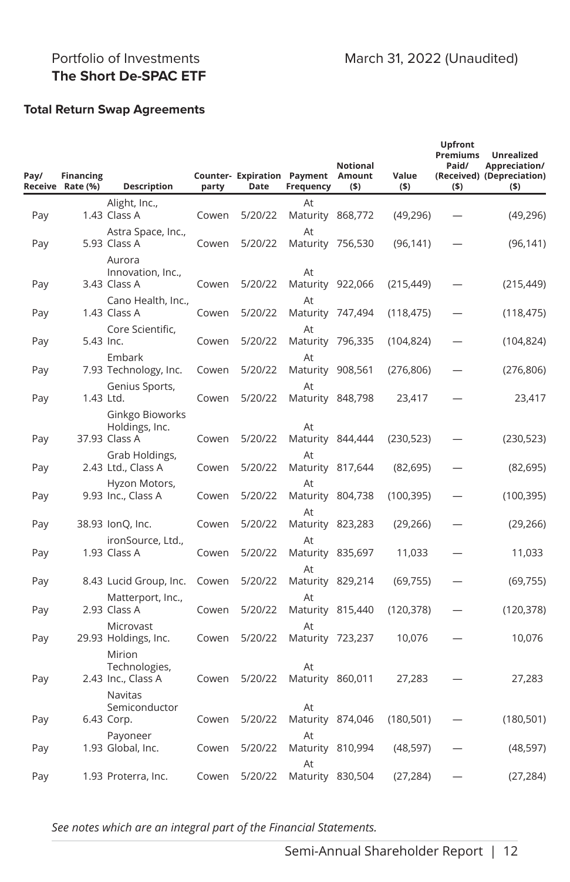Portfolio of Investments
**The Short De-SPAC ETF**

March 31, 2022 (Unaudited)

### Total Return Swap Agreements

| Pay/ Receive | Financing Rate (%) | Description | Counter-party | Expiration Date | Payment Frequency | Notional Amount ($) | Value ($) | Upfront Premiums Paid/ (Received) ($) | Unrealized Appreciation/ (Depreciation) ($) |
|---|---|---|---|---|---|---|---|---|---|
| Pay | 1.43 | Alight, Inc., Class A | Cowen | 5/20/22 | At Maturity | 868,772 | (49,296) | — | (49,296) |
| Pay | 5.93 | Astra Space, Inc., Class A | Cowen | 5/20/22 | At Maturity | 756,530 | (96,141) | — | (96,141) |
| Pay | 3.43 | Aurora Innovation, Inc., Class A | Cowen | 5/20/22 | At Maturity | 922,066 | (215,449) | — | (215,449) |
| Pay | 1.43 | Cano Health, Inc., Class A | Cowen | 5/20/22 | At Maturity | 747,494 | (118,475) | — | (118,475) |
| Pay | 5.43 | Core Scientific, Inc. | Cowen | 5/20/22 | At Maturity | 796,335 | (104,824) | — | (104,824) |
| Pay | 7.93 | Embark Technology, Inc. | Cowen | 5/20/22 | At Maturity | 908,561 | (276,806) | — | (276,806) |
| Pay | 1.43 | Genius Sports, Ltd. | Cowen | 5/20/22 | At Maturity | 848,798 | 23,417 | — | 23,417 |
| Pay | 37.93 | Ginkgo Bioworks Holdings, Inc. Class A | Cowen | 5/20/22 | At Maturity | 844,444 | (230,523) | — | (230,523) |
| Pay | 2.43 | Grab Holdings, Ltd., Class A | Cowen | 5/20/22 | At Maturity | 817,644 | (82,695) | — | (82,695) |
| Pay | 9.93 | Hyzon Motors, Inc., Class A | Cowen | 5/20/22 | At Maturity | 804,738 | (100,395) | — | (100,395) |
| Pay | 38.93 | IonQ, Inc. | Cowen | 5/20/22 | At Maturity | 823,283 | (29,266) | — | (29,266) |
| Pay | 1.93 | ironSource, Ltd., Class A | Cowen | 5/20/22 | At Maturity | 835,697 | 11,033 | — | 11,033 |
| Pay | 8.43 | Lucid Group, Inc. | Cowen | 5/20/22 | At Maturity | 829,214 | (69,755) | — | (69,755) |
| Pay | 2.93 | Matterport, Inc., Class A | Cowen | 5/20/22 | At Maturity | 815,440 | (120,378) | — | (120,378) |
| Pay | 29.93 | Microvast Holdings, Inc. | Cowen | 5/20/22 | At Maturity | 723,237 | 10,076 | — | 10,076 |
| Pay | 2.43 | Mirion Technologies, Inc., Class A | Cowen | 5/20/22 | At Maturity | 860,011 | 27,283 | — | 27,283 |
| Pay | 6.43 | Navitas Semiconductor Corp. | Cowen | 5/20/22 | At Maturity | 874,046 | (180,501) | — | (180,501) |
| Pay | 1.93 | Payoneer Global, Inc. | Cowen | 5/20/22 | At Maturity | 810,994 | (48,597) | — | (48,597) |
| Pay | 1.93 | Proterra, Inc. | Cowen | 5/20/22 | At Maturity | 830,504 | (27,284) | — | (27,284) |

*See notes which are an integral part of the Financial Statements.*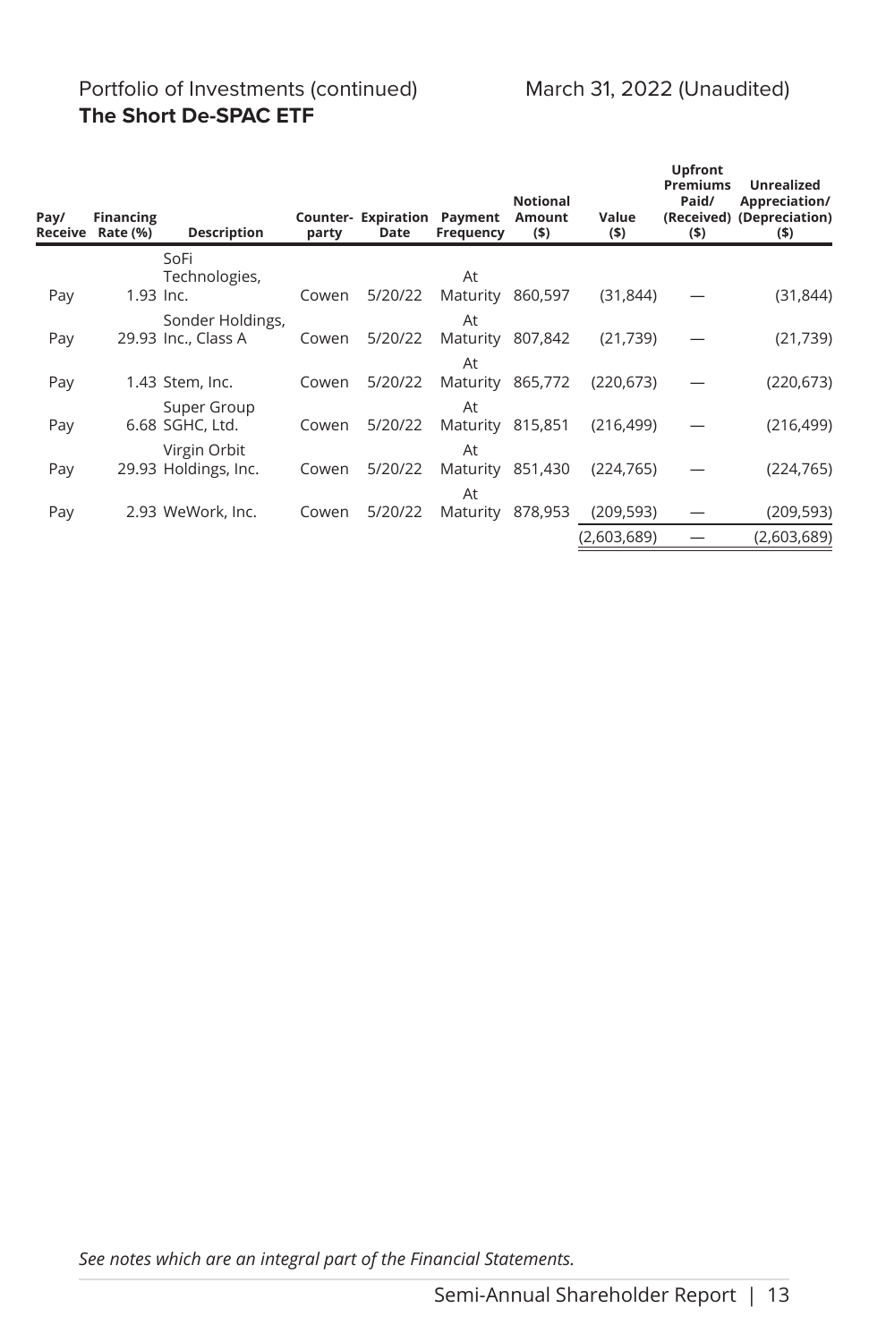Portfolio of Investments (continued) March 31, 2022 (Unaudited)

**The Short De-SPAC ETF**

| Pay/ Receive | Financing Rate (%) | Description | Counter-party | Expiration Date | Payment Frequency | Notional Amount ($) | Value ($) | Upfront Premiums Paid/ (Received) ($) | Unrealized Appreciation/ (Depreciation) ($) |
|---|---|---|---|---|---|---|---|---|---|
| Pay | 1.93 | SoFi Technologies, Inc. | Cowen | 5/20/22 | At Maturity | 860,597 | (31,844) | — | (31,844) |
| Pay | 29.93 | Sonder Holdings, Inc., Class A | Cowen | 5/20/22 | At Maturity | 807,842 | (21,739) | — | (21,739) |
| Pay | 1.43 | Stem, Inc. | Cowen | 5/20/22 | At Maturity | 865,772 | (220,673) | — | (220,673) |
| Pay | 6.68 | Super Group SGHC, Ltd. | Cowen | 5/20/22 | At Maturity | 815,851 | (216,499) | — | (216,499) |
| Pay | 29.93 | Virgin Orbit Holdings, Inc. | Cowen | 5/20/22 | At Maturity | 851,430 | (224,765) | — | (224,765) |
| Pay | 2.93 | WeWork, Inc. | Cowen | 5/20/22 | At Maturity | 878,953 | (209,593) | — | (209,593) |
| | | | | | | | (2,603,689) | — | (2,603,689) |

*See notes which are an integral part of the Financial Statements.*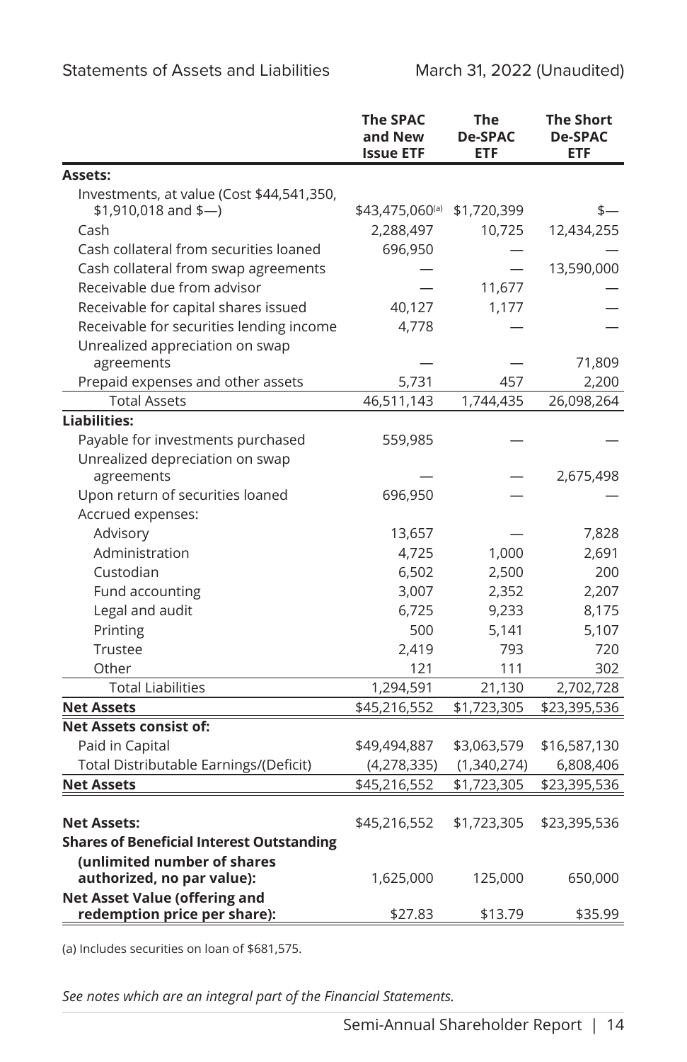## Statements of Assets and Liabilities

March 31, 2022 (Unaudited)

| | The SPAC and New Issue ETF | The De-SPAC ETF | The Short De-SPAC ETF |
|---|---|---|---|
| **Assets:** | | | |
| Investments, at value (Cost $44,541,350, $1,910,018 and $—) | $43,475,060[(a)] | $1,720,399 | $— |
| Cash | 2,288,497 | 10,725 | 12,434,255 |
| Cash collateral from securities loaned | 696,950 | — | — |
| Cash collateral from swap agreements | — | — | 13,590,000 |
| Receivable due from advisor | — | 11,677 | — |
| Receivable for capital shares issued | 40,127 | 1,177 | — |
| Receivable for securities lending income | 4,778 | — | — |
| Unrealized appreciation on swap agreements | — | — | 71,809 |
| Prepaid expenses and other assets | 5,731 | 457 | 2,200 |
| Total Assets | 46,511,143 | 1,744,435 | 26,098,264 |
| **Liabilities:** | | | |
| Payable for investments purchased | 559,985 | — | — |
| Unrealized depreciation on swap agreements | — | — | 2,675,498 |
| Upon return of securities loaned | 696,950 | — | — |
| Accrued expenses: | | | |
| Advisory | 13,657 | — | 7,828 |
| Administration | 4,725 | 1,000 | 2,691 |
| Custodian | 6,502 | 2,500 | 200 |
| Fund accounting | 3,007 | 2,352 | 2,207 |
| Legal and audit | 6,725 | 9,233 | 8,175 |
| Printing | 500 | 5,141 | 5,107 |
| Trustee | 2,419 | 793 | 720 |
| Other | 121 | 111 | 302 |
| Total Liabilities | 1,294,591 | 21,130 | 2,702,728 |
| **Net Assets** | $45,216,552 | $1,723,305 | $23,395,536 |
| **Net Assets consist of:** | | | |
| Paid in Capital | $49,494,887 | $3,063,579 | $16,587,130 |
| Total Distributable Earnings/(Deficit) | (4,278,335) | (1,340,274) | 6,808,406 |
| **Net Assets** | $45,216,552 | $1,723,305 | $23,395,536 |
| | | | |
| **Net Assets:** | $45,216,552 | $1,723,305 | $23,395,536 |
| **Shares of Beneficial Interest Outstanding (unlimited number of shares authorized, no par value):** | 1,625,000 | 125,000 | 650,000 |
| **Net Asset Value (offering and redemption price per share):** | $27.83 | $13.79 | $35.99 |

(a) Includes securities on loan of $681,575.

*See notes which are an integral part of the Financial Statements.*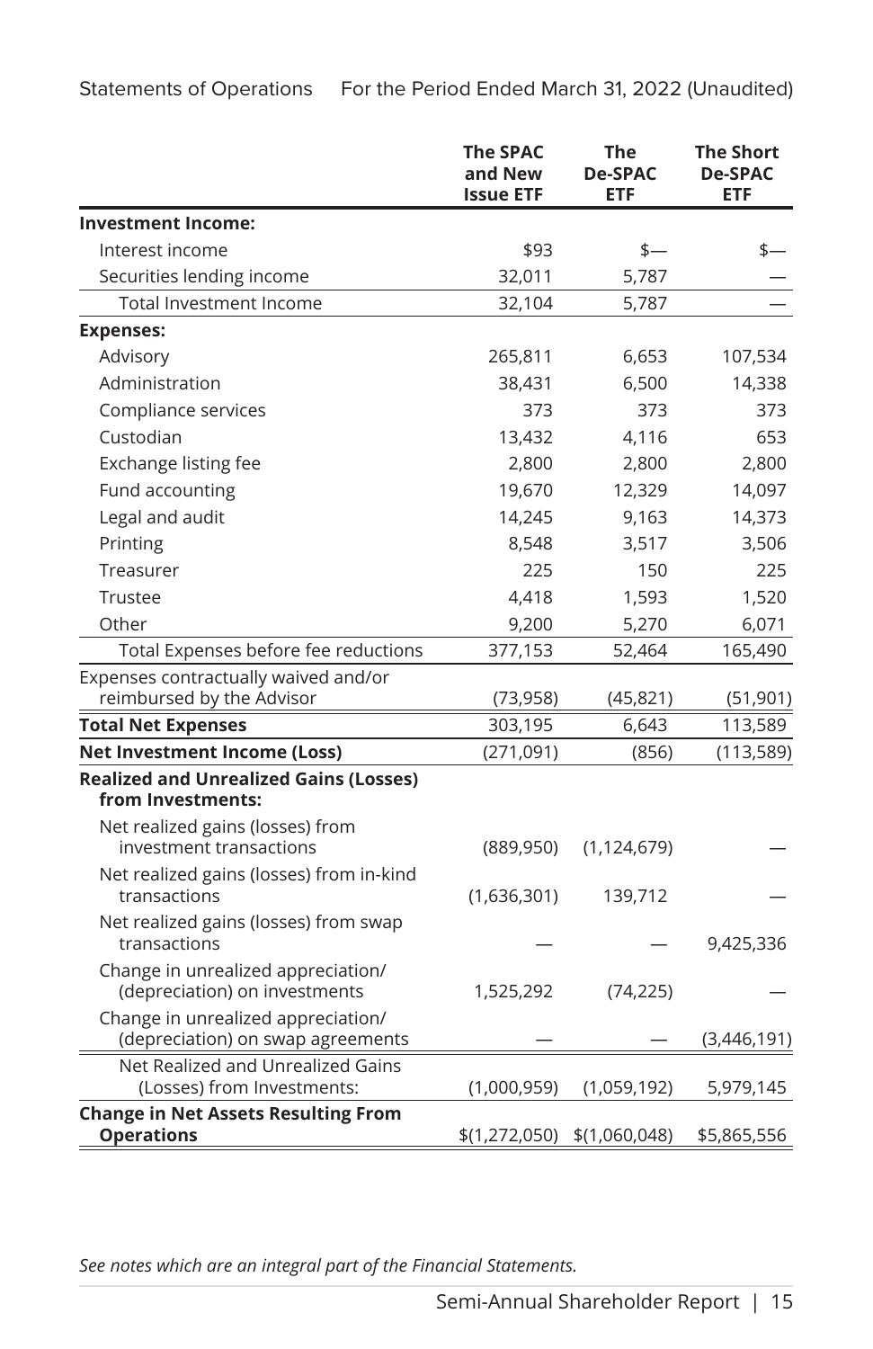Statements of Operations For the Period Ended March 31, 2022 (Unaudited)

| | The SPAC and New Issue ETF | The De-SPAC ETF | The Short De-SPAC ETF |
|---|---|---|---|
| **Investment Income:** | | | |
| Interest income | $93 | $— | $— |
| Securities lending income | 32,011 | 5,787 | — |
| Total Investment Income | 32,104 | 5,787 | — |
| **Expenses:** | | | |
| Advisory | 265,811 | 6,653 | 107,534 |
| Administration | 38,431 | 6,500 | 14,338 |
| Compliance services | 373 | 373 | 373 |
| Custodian | 13,432 | 4,116 | 653 |
| Exchange listing fee | 2,800 | 2,800 | 2,800 |
| Fund accounting | 19,670 | 12,329 | 14,097 |
| Legal and audit | 14,245 | 9,163 | 14,373 |
| Printing | 8,548 | 3,517 | 3,506 |
| Treasurer | 225 | 150 | 225 |
| Trustee | 4,418 | 1,593 | 1,520 |
| Other | 9,200 | 5,270 | 6,071 |
| Total Expenses before fee reductions | 377,153 | 52,464 | 165,490 |
| Expenses contractually waived and/or reimbursed by the Advisor | (73,958) | (45,821) | (51,901) |
| **Total Net Expenses** | 303,195 | 6,643 | 113,589 |
| **Net Investment Income (Loss)** | (271,091) | (856) | (113,589) |
| **Realized and Unrealized Gains (Losses) from Investments:** | | | |
| Net realized gains (losses) from investment transactions | (889,950) | (1,124,679) | — |
| Net realized gains (losses) from in-kind transactions | (1,636,301) | 139,712 | — |
| Net realized gains (losses) from swap transactions | — | — | 9,425,336 |
| Change in unrealized appreciation/(depreciation) on investments | 1,525,292 | (74,225) | — |
| Change in unrealized appreciation/(depreciation) on swap agreements | — | — | (3,446,191) |
| Net Realized and Unrealized Gains (Losses) from Investments: | (1,000,959) | (1,059,192) | 5,979,145 |
| **Change in Net Assets Resulting From Operations** | $(1,272,050) | $(1,060,048) | $5,865,556 |

*See notes which are an integral part of the Financial Statements.*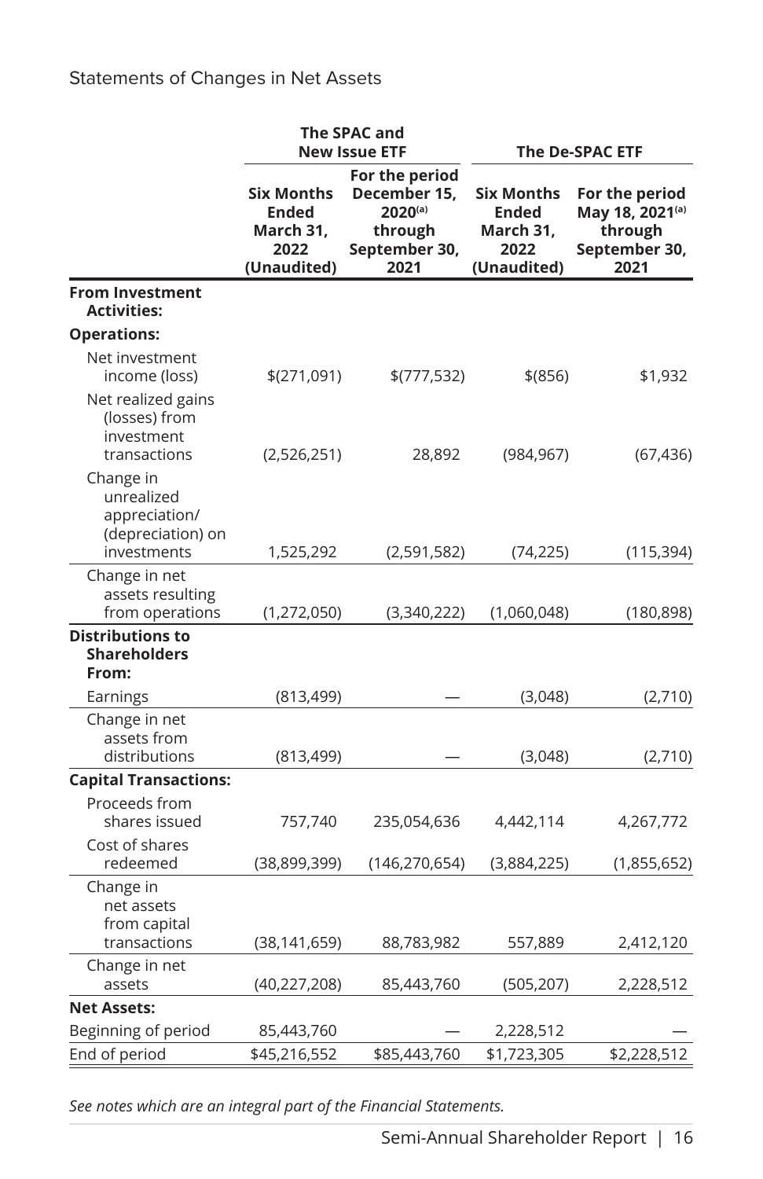## Statements of Changes in Net Assets

| | The SPAC and New Issue ETF | | The De-SPAC ETF | |
|---|---|---|---|---|
| | Six Months Ended March 31, 2022 (Unaudited) | For the period December 15, 2020[(a)] through September 30, 2021 | Six Months Ended March 31, 2022 (Unaudited) | For the period May 18, 2021[(a)] through September 30, 2021 |
| **From Investment Activities:** | | | | |
| **Operations:** | | | | |
| Net investment income (loss) | $(271,091) | $(777,532) | $(856) | $1,932 |
| Net realized gains (losses) from investment transactions | (2,526,251) | 28,892 | (984,967) | (67,436) |
| Change in unrealized appreciation/(depreciation) on investments | 1,525,292 | (2,591,582) | (74,225) | (115,394) |
| Change in net assets resulting from operations | (1,272,050) | (3,340,222) | (1,060,048) | (180,898) |
| **Distributions to Shareholders From:** | | | | |
| Earnings | (813,499) | — | (3,048) | (2,710) |
| Change in net assets from distributions | (813,499) | — | (3,048) | (2,710) |
| **Capital Transactions:** | | | | |
| Proceeds from shares issued | 757,740 | 235,054,636 | 4,442,114 | 4,267,772 |
| Cost of shares redeemed | (38,899,399) | (146,270,654) | (3,884,225) | (1,855,652) |
| Change in net assets from capital transactions | (38,141,659) | 88,783,982 | 557,889 | 2,412,120 |
| Change in net assets | (40,227,208) | 85,443,760 | (505,207) | 2,228,512 |
| **Net Assets:** | | | | |
| Beginning of period | 85,443,760 | — | 2,228,512 | — |
| End of period | $45,216,552 | $85,443,760 | $1,723,305 | $2,228,512 |

*See notes which are an integral part of the Financial Statements.*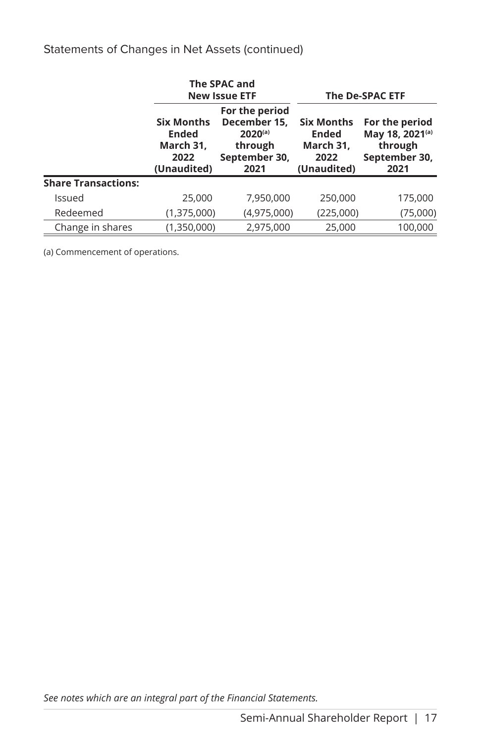Statements of Changes in Net Assets (continued)

| | The SPAC and New Issue ETF | | The De-SPAC ETF | |
|---|---|---|---|---|
| | Six Months Ended March 31, 2022 (Unaudited) | For the period December 15, 2020[(a)] through September 30, 2021 | Six Months Ended March 31, 2022 (Unaudited) | For the period May 18, 2021[(a)] through September 30, 2021 |
| **Share Transactions:** | | | | |
| Issued | 25,000 | 7,950,000 | 250,000 | 175,000 |
| Redeemed | (1,375,000) | (4,975,000) | (225,000) | (75,000) |
| Change in shares | (1,350,000) | 2,975,000 | 25,000 | 100,000 |

(a) Commencement of operations.

*See notes which are an integral part of the Financial Statements.*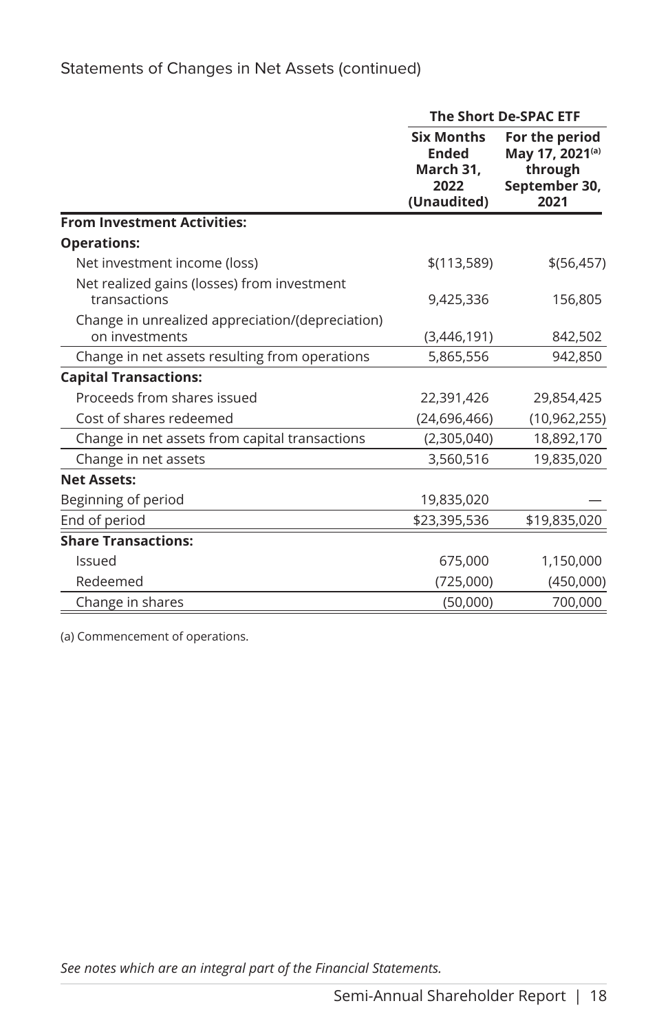Statements of Changes in Net Assets (continued)

| | The Short De-SPAC ETF | |
|---|---|---|
| | **Six Months Ended March 31, 2022 (Unaudited)** | **For the period May 17, 2021[(a)] through September 30, 2021** |
| **From Investment Activities:** | | |
| **Operations:** | | |
| Net investment income (loss) | $(113,589) | $(56,457) |
| Net realized gains (losses) from investment transactions | 9,425,336 | 156,805 |
| Change in unrealized appreciation/(depreciation) on investments | (3,446,191) | 842,502 |
| Change in net assets resulting from operations | 5,865,556 | 942,850 |
| **Capital Transactions:** | | |
| Proceeds from shares issued | 22,391,426 | 29,854,425 |
| Cost of shares redeemed | (24,696,466) | (10,962,255) |
| Change in net assets from capital transactions | (2,305,040) | 18,892,170 |
| Change in net assets | 3,560,516 | 19,835,020 |
| **Net Assets:** | | |
| Beginning of period | 19,835,020 | — |
| End of period | $23,395,536 | $19,835,020 |
| **Share Transactions:** | | |
| Issued | 675,000 | 1,150,000 |
| Redeemed | (725,000) | (450,000) |
| Change in shares | (50,000) | 700,000 |

(a) Commencement of operations.

*See notes which are an integral part of the Financial Statements.*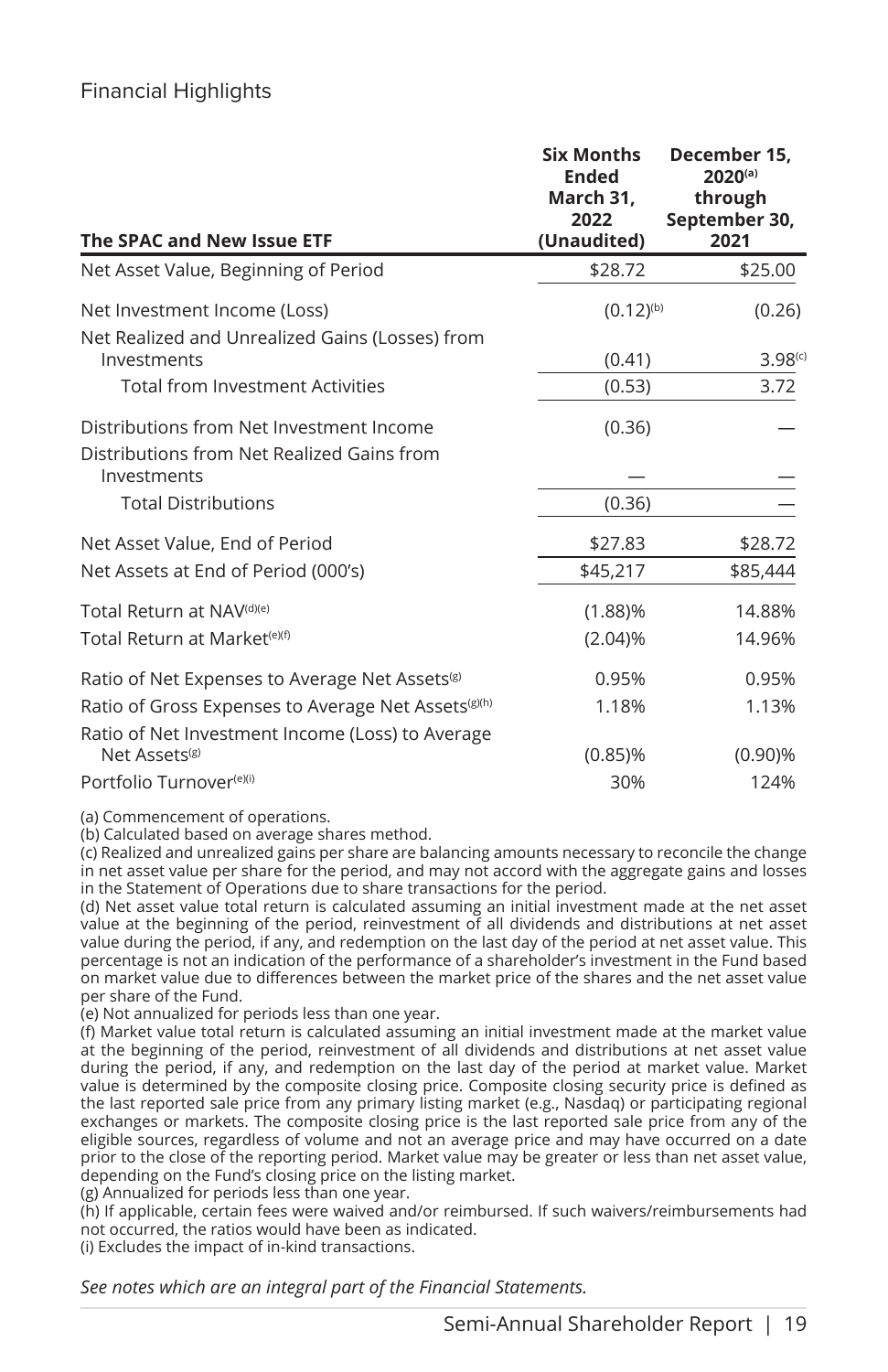## Financial Highlights

| The SPAC and New Issue ETF | Six Months Ended March 31, 2022 (Unaudited) | December 15, 2020[a] through September 30, 2021 |
|---|---|---|
| Net Asset Value, Beginning of Period | $28.72 | $25.00 |
| Net Investment Income (Loss) | (0.12)[b] | (0.26) |
| Net Realized and Unrealized Gains (Losses) from Investments | (0.41) | 3.98[c] |
| Total from Investment Activities | (0.53) | 3.72 |
| Distributions from Net Investment Income | (0.36) | — |
| Distributions from Net Realized Gains from Investments | — | — |
| Total Distributions | (0.36) | — |
| Net Asset Value, End of Period | $27.83 | $28.72 |
| Net Assets at End of Period (000's) | $45,217 | $85,444 |
| Total Return at NAV[d][e] | (1.88)% | 14.88% |
| Total Return at Market[e][f] | (2.04)% | 14.96% |
| Ratio of Net Expenses to Average Net Assets[g] | 0.95% | 0.95% |
| Ratio of Gross Expenses to Average Net Assets[g][h] | 1.18% | 1.13% |
| Ratio of Net Investment Income (Loss) to Average Net Assets[g] | (0.85)% | (0.90)% |
| Portfolio Turnover[e][i] | 30% | 124% |

(a) Commencement of operations.
(b) Calculated based on average shares method.
(c) Realized and unrealized gains per share are balancing amounts necessary to reconcile the change in net asset value per share for the period, and may not accord with the aggregate gains and losses in the Statement of Operations due to share transactions for the period.
(d) Net asset value total return is calculated assuming an initial investment made at the net asset value at the beginning of the period, reinvestment of all dividends and distributions at net asset value during the period, if any, and redemption on the last day of the period at net asset value. This percentage is not an indication of the performance of a shareholder's investment in the Fund based on market value due to differences between the market price of the shares and the net asset value per share of the Fund.
(e) Not annualized for periods less than one year.
(f) Market value total return is calculated assuming an initial investment made at the market value at the beginning of the period, reinvestment of all dividends and distributions at net asset value during the period, if any, and redemption on the last day of the period at market value. Market value is determined by the composite closing price. Composite closing security price is defined as the last reported sale price from any primary listing market (e.g., Nasdaq) or participating regional exchanges or markets. The composite closing price is the last reported sale price from any of the eligible sources, regardless of volume and not an average price and may have occurred on a date prior to the close of the reporting period. Market value may be greater or less than net asset value, depending on the Fund's closing price on the listing market.
(g) Annualized for periods less than one year.
(h) If applicable, certain fees were waived and/or reimbursed. If such waivers/reimbursements had not occurred, the ratios would have been as indicated.
(i) Excludes the impact of in-kind transactions.

*See notes which are an integral part of the Financial Statements.*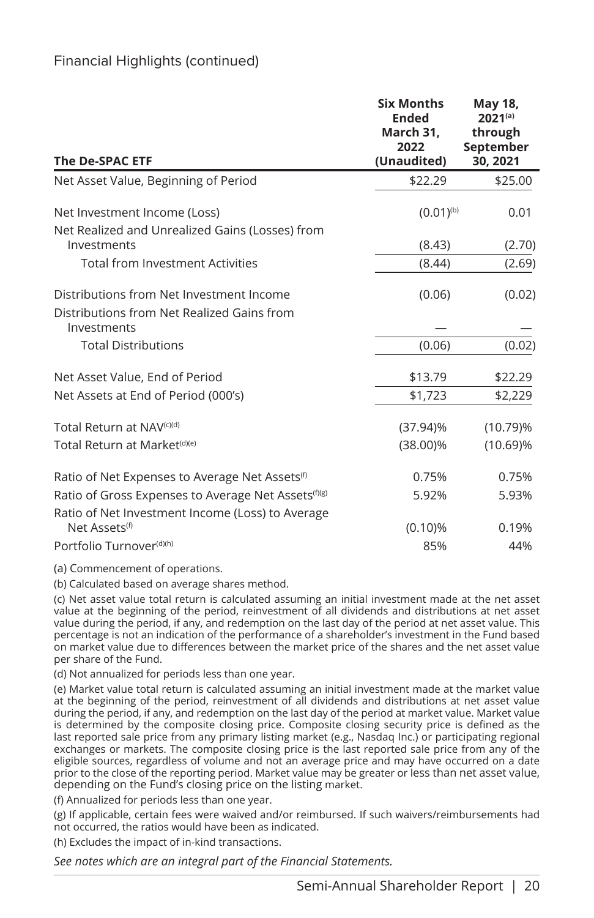## Financial Highlights (continued)

| The De-SPAC ETF | Six Months Ended March 31, 2022 (Unaudited) | May 18, 2021[a] through September 30, 2021 |
|---|---|---|
| Net Asset Value, Beginning of Period | $22.29 | $25.00 |
| Net Investment Income (Loss) | (0.01)[b] | 0.01 |
| Net Realized and Unrealized Gains (Losses) from Investments | (8.43) | (2.70) |
| Total from Investment Activities | (8.44) | (2.69) |
| Distributions from Net Investment Income | (0.06) | (0.02) |
| Distributions from Net Realized Gains from Investments | — | — |
| Total Distributions | (0.06) | (0.02) |
| Net Asset Value, End of Period | $13.79 | $22.29 |
| Net Assets at End of Period (000's) | $1,723 | $2,229 |
| Total Return at NAV[c][d] | (37.94)% | (10.79)% |
| Total Return at Market[d][e] | (38.00)% | (10.69)% |
| Ratio of Net Expenses to Average Net Assets[f] | 0.75% | 0.75% |
| Ratio of Gross Expenses to Average Net Assets[f][g] | 5.92% | 5.93% |
| Ratio of Net Investment Income (Loss) to Average Net Assets[f] | (0.10)% | 0.19% |
| Portfolio Turnover[d][h] | 85% | 44% |

(a) Commencement of operations.

(b) Calculated based on average shares method.

(c) Net asset value total return is calculated assuming an initial investment made at the net asset value at the beginning of the period, reinvestment of all dividends and distributions at net asset value during the period, if any, and redemption on the last day of the period at net asset value. This percentage is not an indication of the performance of a shareholder's investment in the Fund based on market value due to differences between the market price of the shares and the net asset value per share of the Fund.

(d) Not annualized for periods less than one year.

(e) Market value total return is calculated assuming an initial investment made at the market value at the beginning of the period, reinvestment of all dividends and distributions at net asset value during the period, if any, and redemption on the last day of the period at market value. Market value is determined by the composite closing price. Composite closing security price is defined as the last reported sale price from any primary listing market (e.g., Nasdaq Inc.) or participating regional exchanges or markets. The composite closing price is the last reported sale price from any of the eligible sources, regardless of volume and not an average price and may have occurred on a date prior to the close of the reporting period. Market value may be greater or less than net asset value, depending on the Fund's closing price on the listing market.

(f) Annualized for periods less than one year.

(g) If applicable, certain fees were waived and/or reimbursed. If such waivers/reimbursements had not occurred, the ratios would have been as indicated.

(h) Excludes the impact of in-kind transactions.

*See notes which are an integral part of the Financial Statements.*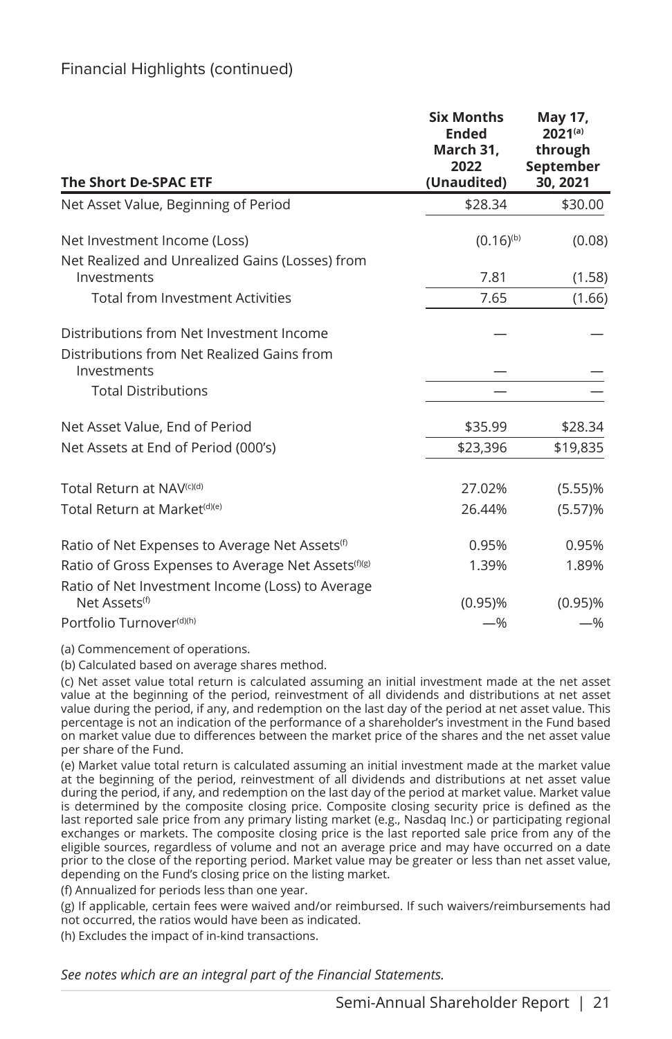Financial Highlights (continued)

| The Short De-SPAC ETF | Six Months Ended March 31, 2022 (Unaudited) | May 17, 2021[(a)] through September 30, 2021 |
|---|---|---|
| Net Asset Value, Beginning of Period | $28.34 | $30.00 |
| Net Investment Income (Loss) | (0.16)[(b)] | (0.08) |
| Net Realized and Unrealized Gains (Losses) from Investments | 7.81 | (1.58) |
| Total from Investment Activities | 7.65 | (1.66) |
| Distributions from Net Investment Income | — | — |
| Distributions from Net Realized Gains from Investments | — | — |
| Total Distributions | — | — |
| Net Asset Value, End of Period | $35.99 | $28.34 |
| Net Assets at End of Period (000's) | $23,396 | $19,835 |
| Total Return at NAV[(c)(d)] | 27.02% | (5.55)% |
| Total Return at Market[(d)(e)] | 26.44% | (5.57)% |
| Ratio of Net Expenses to Average Net Assets[(f)] | 0.95% | 0.95% |
| Ratio of Gross Expenses to Average Net Assets[(f)(g)] | 1.39% | 1.89% |
| Ratio of Net Investment Income (Loss) to Average Net Assets[(f)] | (0.95)% | (0.95)% |
| Portfolio Turnover[(d)(h)] | —% | —% |

(a) Commencement of operations.

(b) Calculated based on average shares method.

(c) Net asset value total return is calculated assuming an initial investment made at the net asset value at the beginning of the period, reinvestment of all dividends and distributions at net asset value during the period, if any, and redemption on the last day of the period at net asset value. This percentage is not an indication of the performance of a shareholder's investment in the Fund based on market value due to differences between the market price of the shares and the net asset value per share of the Fund.

(e) Market value total return is calculated assuming an initial investment made at the market value at the beginning of the period, reinvestment of all dividends and distributions at net asset value during the period, if any, and redemption on the last day of the period at market value. Market value is determined by the composite closing price. Composite closing security price is defined as the last reported sale price from any primary listing market (e.g., Nasdaq Inc.) or participating regional exchanges or markets. The composite closing price is the last reported sale price from any of the eligible sources, regardless of volume and not an average price and may have occurred on a date prior to the close of the reporting period. Market value may be greater or less than net asset value, depending on the Fund's closing price on the listing market.

(f) Annualized for periods less than one year.

(g) If applicable, certain fees were waived and/or reimbursed. If such waivers/reimbursements had not occurred, the ratios would have been as indicated.

(h) Excludes the impact of in-kind transactions.

*See notes which are an integral part of the Financial Statements.*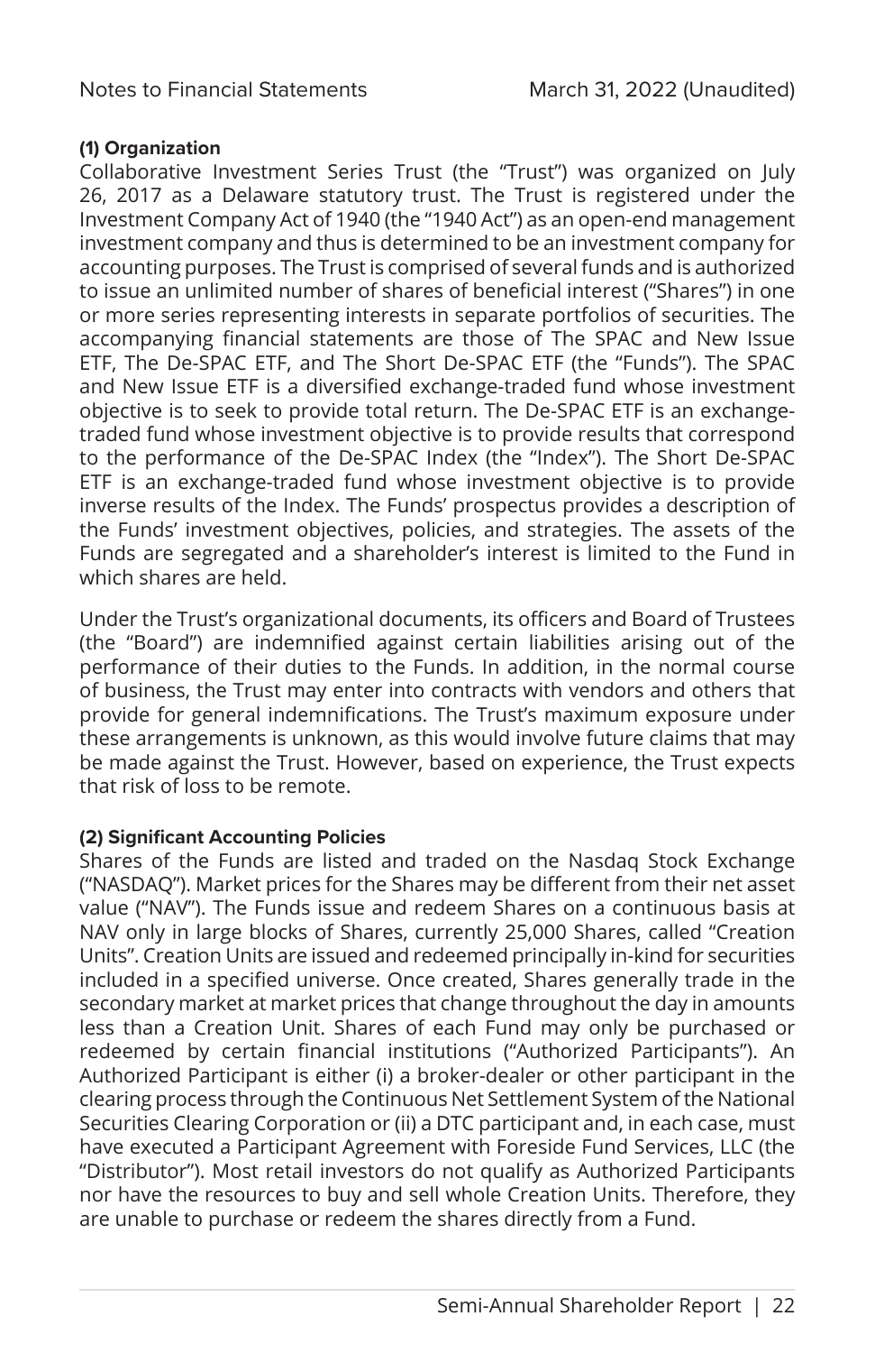### (1) Organization

Collaborative Investment Series Trust (the "Trust") was organized on July 26, 2017 as a Delaware statutory trust. The Trust is registered under the Investment Company Act of 1940 (the "1940 Act") as an open-end management investment company and thus is determined to be an investment company for accounting purposes. The Trust is comprised of several funds and is authorized to issue an unlimited number of shares of beneficial interest ("Shares") in one or more series representing interests in separate portfolios of securities. The accompanying financial statements are those of The SPAC and New Issue ETF, The De-SPAC ETF, and The Short De-SPAC ETF (the "Funds"). The SPAC and New Issue ETF is a diversified exchange-traded fund whose investment objective is to seek to provide total return. The De-SPAC ETF is an exchange-traded fund whose investment objective is to provide results that correspond to the performance of the De-SPAC Index (the "Index"). The Short De-SPAC ETF is an exchange-traded fund whose investment objective is to provide inverse results of the Index. The Funds' prospectus provides a description of the Funds' investment objectives, policies, and strategies. The assets of the Funds are segregated and a shareholder's interest is limited to the Fund in which shares are held.

Under the Trust's organizational documents, its officers and Board of Trustees (the "Board") are indemnified against certain liabilities arising out of the performance of their duties to the Funds. In addition, in the normal course of business, the Trust may enter into contracts with vendors and others that provide for general indemnifications. The Trust's maximum exposure under these arrangements is unknown, as this would involve future claims that may be made against the Trust. However, based on experience, the Trust expects that risk of loss to be remote.

### (2) Significant Accounting Policies

Shares of the Funds are listed and traded on the Nasdaq Stock Exchange ("NASDAQ"). Market prices for the Shares may be different from their net asset value ("NAV"). The Funds issue and redeem Shares on a continuous basis at NAV only in large blocks of Shares, currently 25,000 Shares, called "Creation Units". Creation Units are issued and redeemed principally in-kind for securities included in a specified universe. Once created, Shares generally trade in the secondary market at market prices that change throughout the day in amounts less than a Creation Unit. Shares of each Fund may only be purchased or redeemed by certain financial institutions ("Authorized Participants"). An Authorized Participant is either (i) a broker-dealer or other participant in the clearing process through the Continuous Net Settlement System of the National Securities Clearing Corporation or (ii) a DTC participant and, in each case, must have executed a Participant Agreement with Foreside Fund Services, LLC (the "Distributor"). Most retail investors do not qualify as Authorized Participants nor have the resources to buy and sell whole Creation Units. Therefore, they are unable to purchase or redeem the shares directly from a Fund.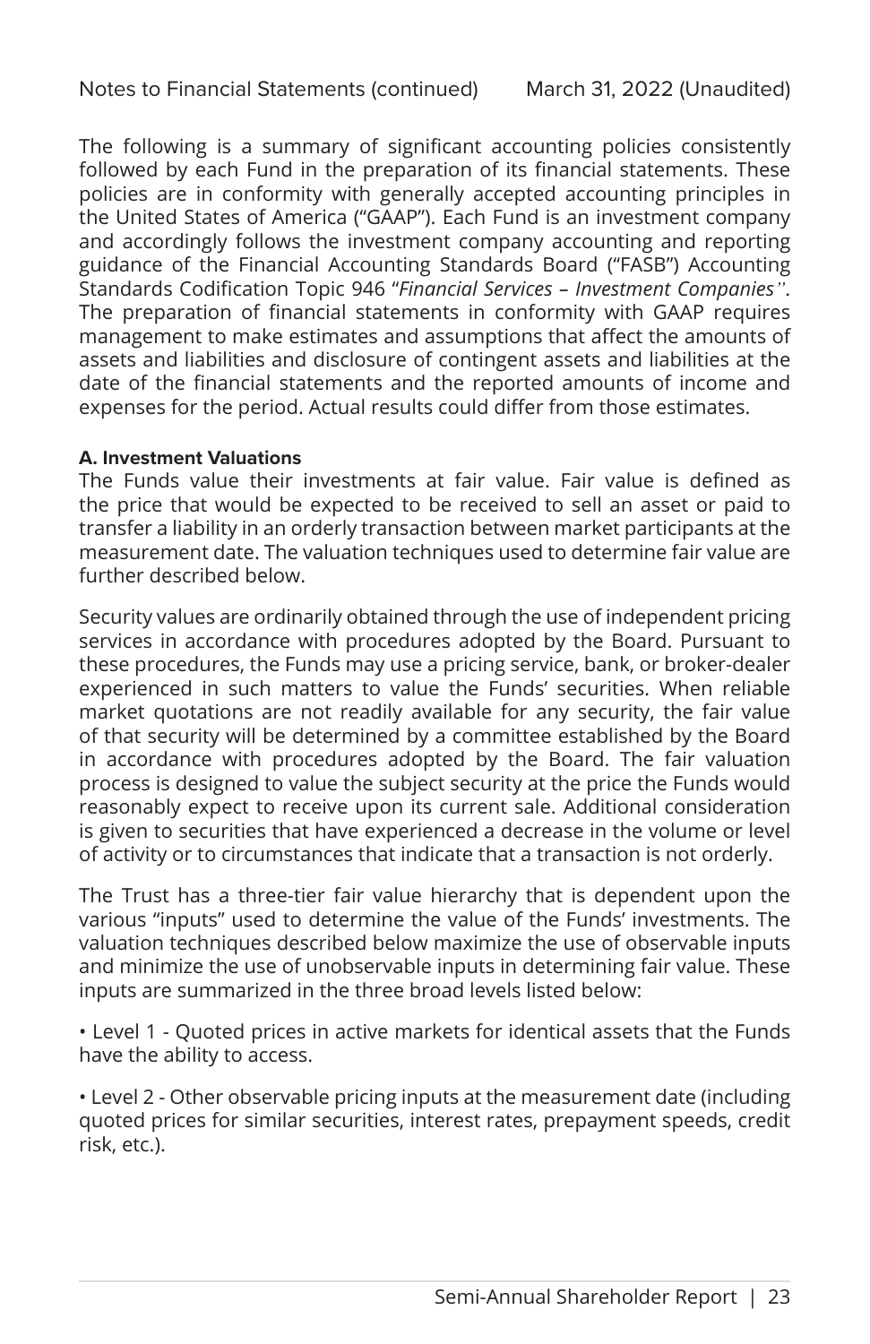The following is a summary of significant accounting policies consistently followed by each Fund in the preparation of its financial statements. These policies are in conformity with generally accepted accounting principles in the United States of America ("GAAP"). Each Fund is an investment company and accordingly follows the investment company accounting and reporting guidance of the Financial Accounting Standards Board ("FASB") Accounting Standards Codification Topic 946 "*Financial Services – Investment Companies*". The preparation of financial statements in conformity with GAAP requires management to make estimates and assumptions that affect the amounts of assets and liabilities and disclosure of contingent assets and liabilities at the date of the financial statements and the reported amounts of income and expenses for the period. Actual results could differ from those estimates.

**A. Investment Valuations**

The Funds value their investments at fair value. Fair value is defined as the price that would be expected to be received to sell an asset or paid to transfer a liability in an orderly transaction between market participants at the measurement date. The valuation techniques used to determine fair value are further described below.

Security values are ordinarily obtained through the use of independent pricing services in accordance with procedures adopted by the Board. Pursuant to these procedures, the Funds may use a pricing service, bank, or broker-dealer experienced in such matters to value the Funds' securities. When reliable market quotations are not readily available for any security, the fair value of that security will be determined by a committee established by the Board in accordance with procedures adopted by the Board. The fair valuation process is designed to value the subject security at the price the Funds would reasonably expect to receive upon its current sale. Additional consideration is given to securities that have experienced a decrease in the volume or level of activity or to circumstances that indicate that a transaction is not orderly.

The Trust has a three-tier fair value hierarchy that is dependent upon the various "inputs" used to determine the value of the Funds' investments. The valuation techniques described below maximize the use of observable inputs and minimize the use of unobservable inputs in determining fair value. These inputs are summarized in the three broad levels listed below:

- Level 1 - Quoted prices in active markets for identical assets that the Funds have the ability to access.

- Level 2 - Other observable pricing inputs at the measurement date (including quoted prices for similar securities, interest rates, prepayment speeds, credit risk, etc.).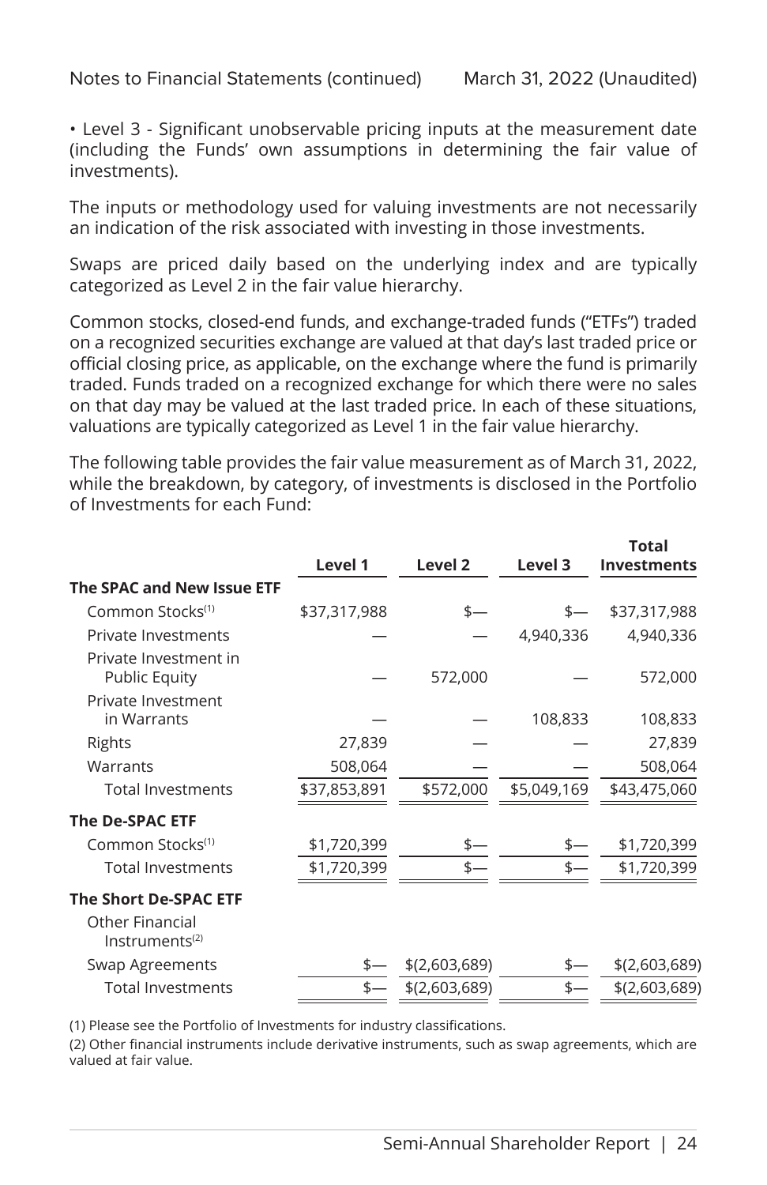• Level 3 - Significant unobservable pricing inputs at the measurement date (including the Funds' own assumptions in determining the fair value of investments).

The inputs or methodology used for valuing investments are not necessarily an indication of the risk associated with investing in those investments.

Swaps are priced daily based on the underlying index and are typically categorized as Level 2 in the fair value hierarchy.

Common stocks, closed-end funds, and exchange-traded funds ("ETFs") traded on a recognized securities exchange are valued at that day's last traded price or official closing price, as applicable, on the exchange where the fund is primarily traded. Funds traded on a recognized exchange for which there were no sales on that day may be valued at the last traded price. In each of these situations, valuations are typically categorized as Level 1 in the fair value hierarchy.

The following table provides the fair value measurement as of March 31, 2022, while the breakdown, by category, of investments is disclosed in the Portfolio of Investments for each Fund:

| | Level 1 | Level 2 | Level 3 | Total Investments |
|---|---|---|---|---|
| **The SPAC and New Issue ETF** | | | | |
| Common Stocks[(1)] | $37,317,988 | $— | $— | $37,317,988 |
| Private Investments | — | — | 4,940,336 | 4,940,336 |
| Private Investment in Public Equity | — | 572,000 | — | 572,000 |
| Private Investment in Warrants | — | — | 108,833 | 108,833 |
| Rights | 27,839 | — | — | 27,839 |
| Warrants | 508,064 | — | — | 508,064 |
| Total Investments | $37,853,891 | $572,000 | $5,049,169 | $43,475,060 |
| **The De-SPAC ETF** | | | | |
| Common Stocks[(1)] | $1,720,399 | $— | $— | $1,720,399 |
| Total Investments | $1,720,399 | $— | $— | $1,720,399 |
| **The Short De-SPAC ETF** | | | | |
| Other Financial Instruments[(2)] | | | | |
| Swap Agreements | $— | $(2,603,689) | $— | $(2,603,689) |
| Total Investments | $— | $(2,603,689) | $— | $(2,603,689) |

(1) Please see the Portfolio of Investments for industry classifications.

(2) Other financial instruments include derivative instruments, such as swap agreements, which are valued at fair value.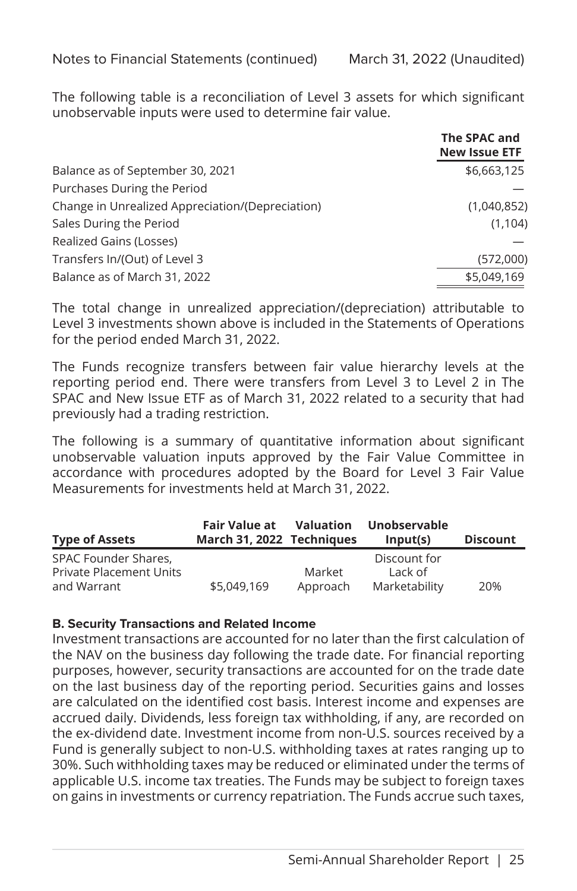The following table is a reconciliation of Level 3 assets for which significant unobservable inputs were used to determine fair value.

| | The SPAC and New Issue ETF |
|---|---|
| Balance as of September 30, 2021 | $6,663,125 |
| Purchases During the Period | — |
| Change in Unrealized Appreciation/(Depreciation) | (1,040,852) |
| Sales During the Period | (1,104) |
| Realized Gains (Losses) | — |
| Transfers In/(Out) of Level 3 | (572,000) |
| Balance as of March 31, 2022 | $5,049,169 |

The total change in unrealized appreciation/(depreciation) attributable to Level 3 investments shown above is included in the Statements of Operations for the period ended March 31, 2022.

The Funds recognize transfers between fair value hierarchy levels at the reporting period end. There were transfers from Level 3 to Level 2 in The SPAC and New Issue ETF as of March 31, 2022 related to a security that had previously had a trading restriction.

The following is a summary of quantitative information about significant unobservable valuation inputs approved by the Fair Value Committee in accordance with procedures adopted by the Board for Level 3 Fair Value Measurements for investments held at March 31, 2022.

| Type of Assets | Fair Value at March 31, 2022 | Valuation Techniques | Unobservable Input(s) | Discount |
|---|---|---|---|---|
| SPAC Founder Shares, Private Placement Units and Warrant | $5,049,169 | Market Approach | Discount for Lack of Marketability | 20% |

**B. Security Transactions and Related Income**

Investment transactions are accounted for no later than the first calculation of the NAV on the business day following the trade date. For financial reporting purposes, however, security transactions are accounted for on the trade date on the last business day of the reporting period. Securities gains and losses are calculated on the identified cost basis. Interest income and expenses are accrued daily. Dividends, less foreign tax withholding, if any, are recorded on the ex-dividend date. Investment income from non-U.S. sources received by a Fund is generally subject to non-U.S. withholding taxes at rates ranging up to 30%. Such withholding taxes may be reduced or eliminated under the terms of applicable U.S. income tax treaties. The Funds may be subject to foreign taxes on gains in investments or currency repatriation. The Funds accrue such taxes,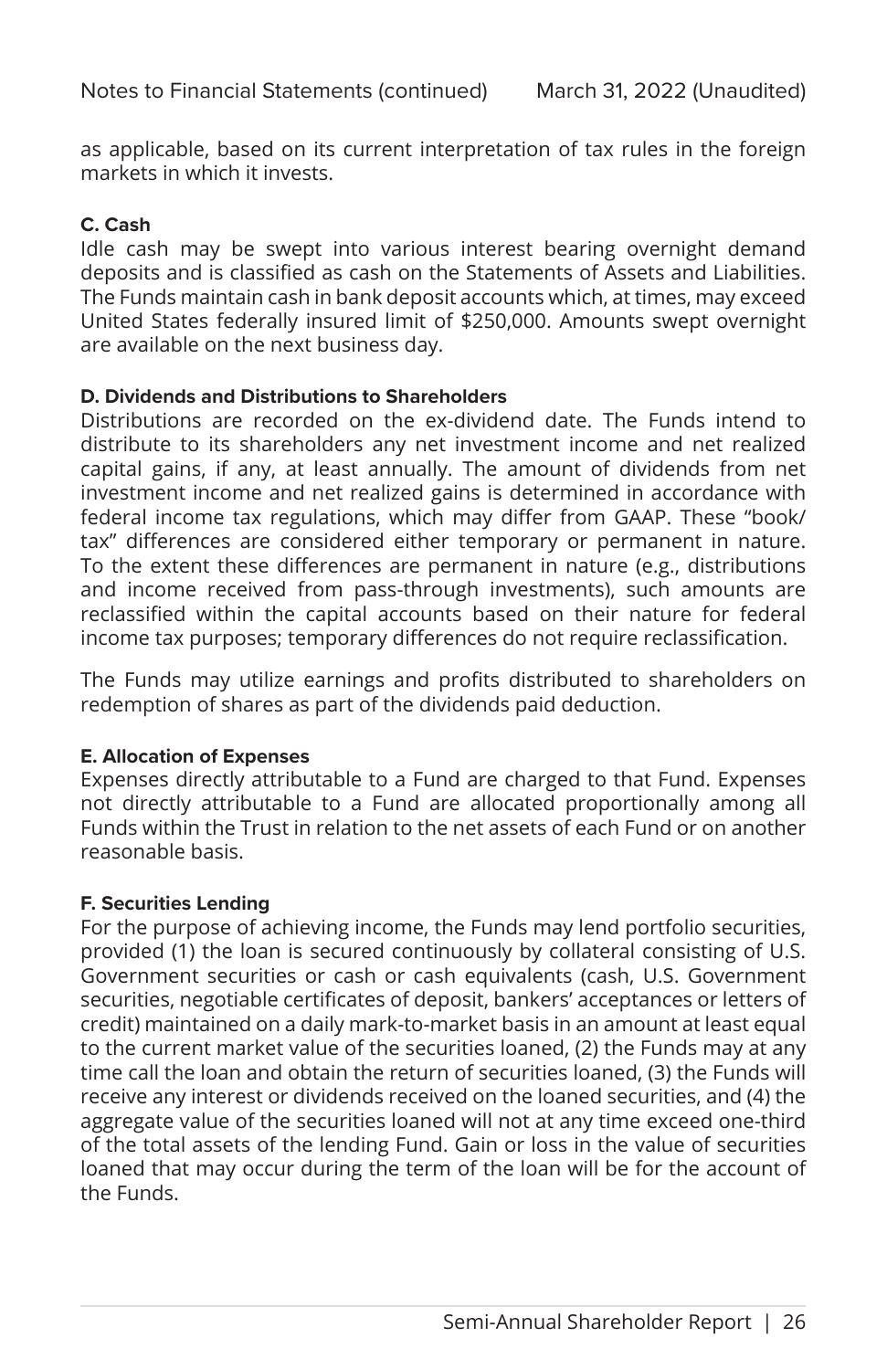as applicable, based on its current interpretation of tax rules in the foreign markets in which it invests.

**C. Cash**

Idle cash may be swept into various interest bearing overnight demand deposits and is classified as cash on the Statements of Assets and Liabilities. The Funds maintain cash in bank deposit accounts which, at times, may exceed United States federally insured limit of $250,000. Amounts swept overnight are available on the next business day.

**D. Dividends and Distributions to Shareholders**

Distributions are recorded on the ex-dividend date. The Funds intend to distribute to its shareholders any net investment income and net realized capital gains, if any, at least annually. The amount of dividends from net investment income and net realized gains is determined in accordance with federal income tax regulations, which may differ from GAAP. These "book/tax" differences are considered either temporary or permanent in nature. To the extent these differences are permanent in nature (e.g., distributions and income received from pass-through investments), such amounts are reclassified within the capital accounts based on their nature for federal income tax purposes; temporary differences do not require reclassification.

The Funds may utilize earnings and profits distributed to shareholders on redemption of shares as part of the dividends paid deduction.

**E. Allocation of Expenses**

Expenses directly attributable to a Fund are charged to that Fund. Expenses not directly attributable to a Fund are allocated proportionally among all Funds within the Trust in relation to the net assets of each Fund or on another reasonable basis.

**F. Securities Lending**

For the purpose of achieving income, the Funds may lend portfolio securities, provided (1) the loan is secured continuously by collateral consisting of U.S. Government securities or cash or cash equivalents (cash, U.S. Government securities, negotiable certificates of deposit, bankers' acceptances or letters of credit) maintained on a daily mark-to-market basis in an amount at least equal to the current market value of the securities loaned, (2) the Funds may at any time call the loan and obtain the return of securities loaned, (3) the Funds will receive any interest or dividends received on the loaned securities, and (4) the aggregate value of the securities loaned will not at any time exceed one-third of the total assets of the lending Fund. Gain or loss in the value of securities loaned that may occur during the term of the loan will be for the account of the Funds.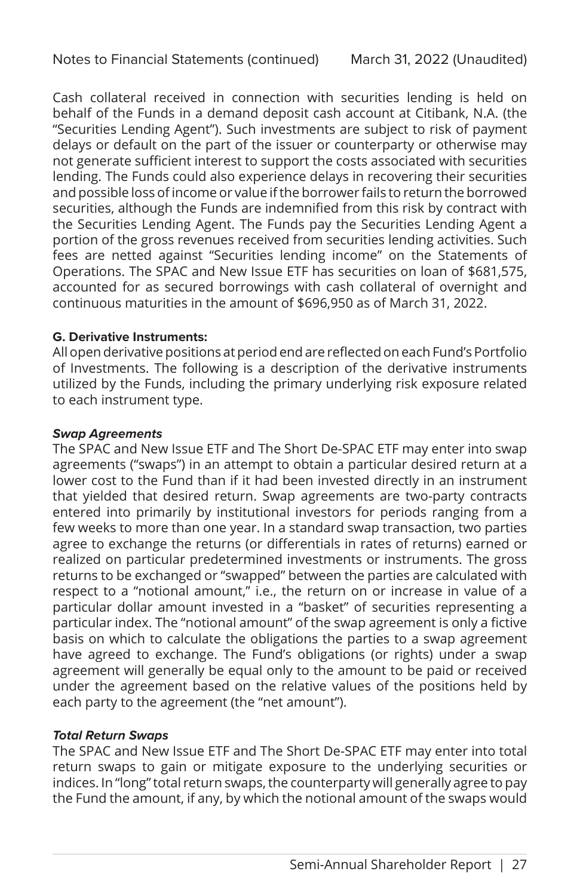Cash collateral received in connection with securities lending is held on behalf of the Funds in a demand deposit cash account at Citibank, N.A. (the "Securities Lending Agent"). Such investments are subject to risk of payment delays or default on the part of the issuer or counterparty or otherwise may not generate sufficient interest to support the costs associated with securities lending. The Funds could also experience delays in recovering their securities and possible loss of income or value if the borrower fails to return the borrowed securities, although the Funds are indemnified from this risk by contract with the Securities Lending Agent. The Funds pay the Securities Lending Agent a portion of the gross revenues received from securities lending activities. Such fees are netted against "Securities lending income" on the Statements of Operations. The SPAC and New Issue ETF has securities on loan of $681,575, accounted for as secured borrowings with cash collateral of overnight and continuous maturities in the amount of $696,950 as of March 31, 2022.

**G. Derivative Instruments:**

All open derivative positions at period end are reflected on each Fund's Portfolio of Investments. The following is a description of the derivative instruments utilized by the Funds, including the primary underlying risk exposure related to each instrument type.

***Swap Agreements***

The SPAC and New Issue ETF and The Short De-SPAC ETF may enter into swap agreements ("swaps") in an attempt to obtain a particular desired return at a lower cost to the Fund than if it had been invested directly in an instrument that yielded that desired return. Swap agreements are two-party contracts entered into primarily by institutional investors for periods ranging from a few weeks to more than one year. In a standard swap transaction, two parties agree to exchange the returns (or differentials in rates of returns) earned or realized on particular predetermined investments or instruments. The gross returns to be exchanged or "swapped" between the parties are calculated with respect to a "notional amount," i.e., the return on or increase in value of a particular dollar amount invested in a "basket" of securities representing a particular index. The "notional amount" of the swap agreement is only a fictive basis on which to calculate the obligations the parties to a swap agreement have agreed to exchange. The Fund's obligations (or rights) under a swap agreement will generally be equal only to the amount to be paid or received under the agreement based on the relative values of the positions held by each party to the agreement (the "net amount").

***Total Return Swaps***

The SPAC and New Issue ETF and The Short De-SPAC ETF may enter into total return swaps to gain or mitigate exposure to the underlying securities or indices. In "long" total return swaps, the counterparty will generally agree to pay the Fund the amount, if any, by which the notional amount of the swaps would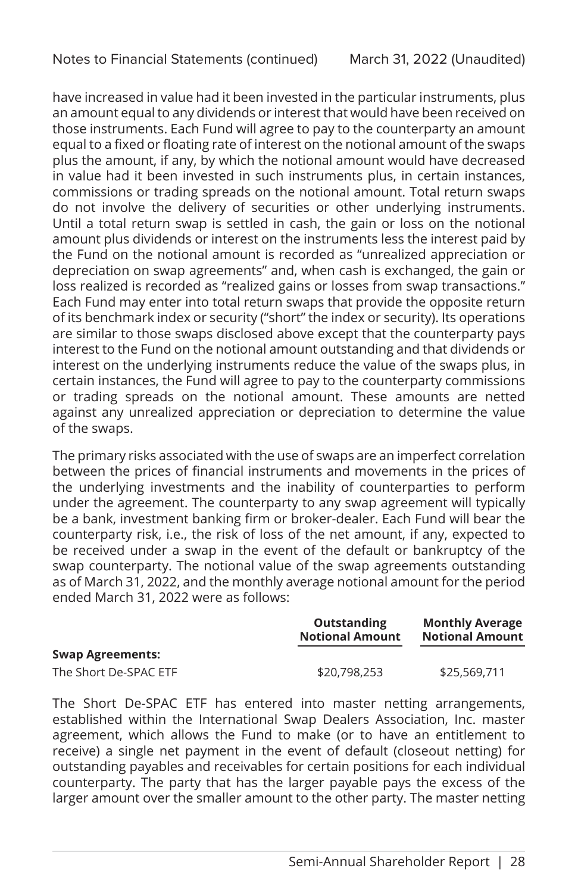have increased in value had it been invested in the particular instruments, plus an amount equal to any dividends or interest that would have been received on those instruments. Each Fund will agree to pay to the counterparty an amount equal to a fixed or floating rate of interest on the notional amount of the swaps plus the amount, if any, by which the notional amount would have decreased in value had it been invested in such instruments plus, in certain instances, commissions or trading spreads on the notional amount. Total return swaps do not involve the delivery of securities or other underlying instruments. Until a total return swap is settled in cash, the gain or loss on the notional amount plus dividends or interest on the instruments less the interest paid by the Fund on the notional amount is recorded as "unrealized appreciation or depreciation on swap agreements" and, when cash is exchanged, the gain or loss realized is recorded as "realized gains or losses from swap transactions." Each Fund may enter into total return swaps that provide the opposite return of its benchmark index or security ("short" the index or security). Its operations are similar to those swaps disclosed above except that the counterparty pays interest to the Fund on the notional amount outstanding and that dividends or interest on the underlying instruments reduce the value of the swaps plus, in certain instances, the Fund will agree to pay to the counterparty commissions or trading spreads on the notional amount. These amounts are netted against any unrealized appreciation or depreciation to determine the value of the swaps.

The primary risks associated with the use of swaps are an imperfect correlation between the prices of financial instruments and movements in the prices of the underlying investments and the inability of counterparties to perform under the agreement. The counterparty to any swap agreement will typically be a bank, investment banking firm or broker-dealer. Each Fund will bear the counterparty risk, i.e., the risk of loss of the net amount, if any, expected to be received under a swap in the event of the default or bankruptcy of the swap counterparty. The notional value of the swap agreements outstanding as of March 31, 2022, and the monthly average notional amount for the period ended March 31, 2022 were as follows:

| | Outstanding Notional Amount | Monthly Average Notional Amount |
|---|---|---|
| **Swap Agreements:** | | |
| The Short De-SPAC ETF | $20,798,253 | $25,569,711 |

The Short De-SPAC ETF has entered into master netting arrangements, established within the International Swap Dealers Association, Inc. master agreement, which allows the Fund to make (or to have an entitlement to receive) a single net payment in the event of default (closeout netting) for outstanding payables and receivables for certain positions for each individual counterparty. The party that has the larger payable pays the excess of the larger amount over the smaller amount to the other party. The master netting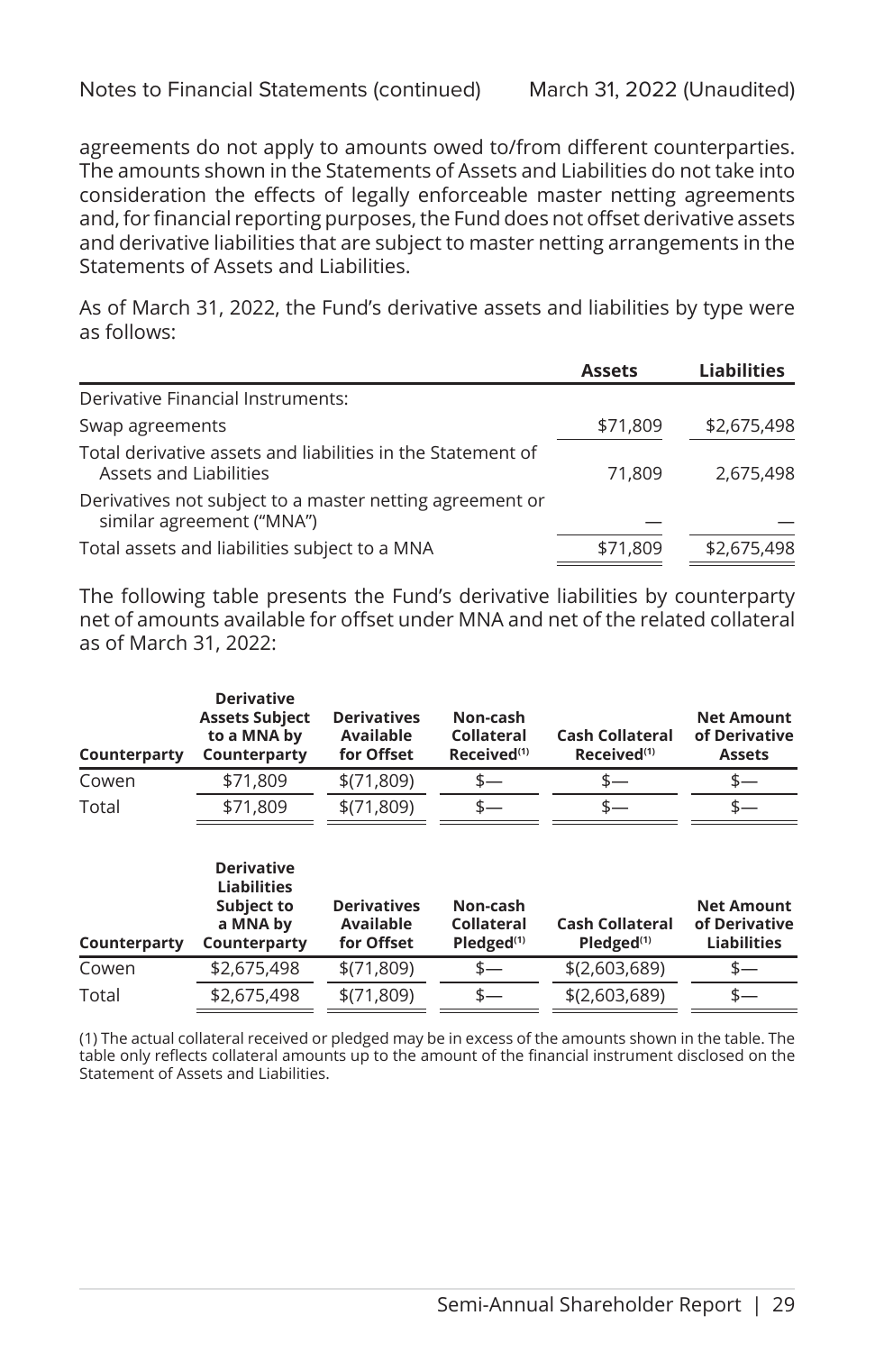agreements do not apply to amounts owed to/from different counterparties. The amounts shown in the Statements of Assets and Liabilities do not take into consideration the effects of legally enforceable master netting agreements and, for financial reporting purposes, the Fund does not offset derivative assets and derivative liabilities that are subject to master netting arrangements in the Statements of Assets and Liabilities.

As of March 31, 2022, the Fund's derivative assets and liabilities by type were as follows:

| | Assets | Liabilities |
|---|---|---|
| Derivative Financial Instruments: | | |
| Swap agreements | $71,809 | $2,675,498 |
| Total derivative assets and liabilities in the Statement of Assets and Liabilities | 71,809 | 2,675,498 |
| Derivatives not subject to a master netting agreement or similar agreement ("MNA") | — | — |
| Total assets and liabilities subject to a MNA | $71,809 | $2,675,498 |

The following table presents the Fund's derivative liabilities by counterparty net of amounts available for offset under MNA and net of the related collateral as of March 31, 2022:

| Counterparty | Derivative Assets Subject to a MNA by Counterparty | Derivatives Available for Offset | Non-cash Collateral Received[(1)] | Cash Collateral Received[(1)] | Net Amount of Derivative Assets |
|---|---|---|---|---|---|
| Cowen | $71,809 | $(71,809) | $— | $— | $— |
| Total | $71,809 | $(71,809) | $— | $— | $— |

| Counterparty | Derivative Liabilities Subject to a MNA by Counterparty | Derivatives Available for Offset | Non-cash Collateral Pledged[(1)] | Cash Collateral Pledged[(1)] | Net Amount of Derivative Liabilities |
|---|---|---|---|---|---|
| Cowen | $2,675,498 | $(71,809) | $— | $(2,603,689) | $— |
| Total | $2,675,498 | $(71,809) | $— | $(2,603,689) | $— |

(1) The actual collateral received or pledged may be in excess of the amounts shown in the table. The table only reflects collateral amounts up to the amount of the financial instrument disclosed on the Statement of Assets and Liabilities.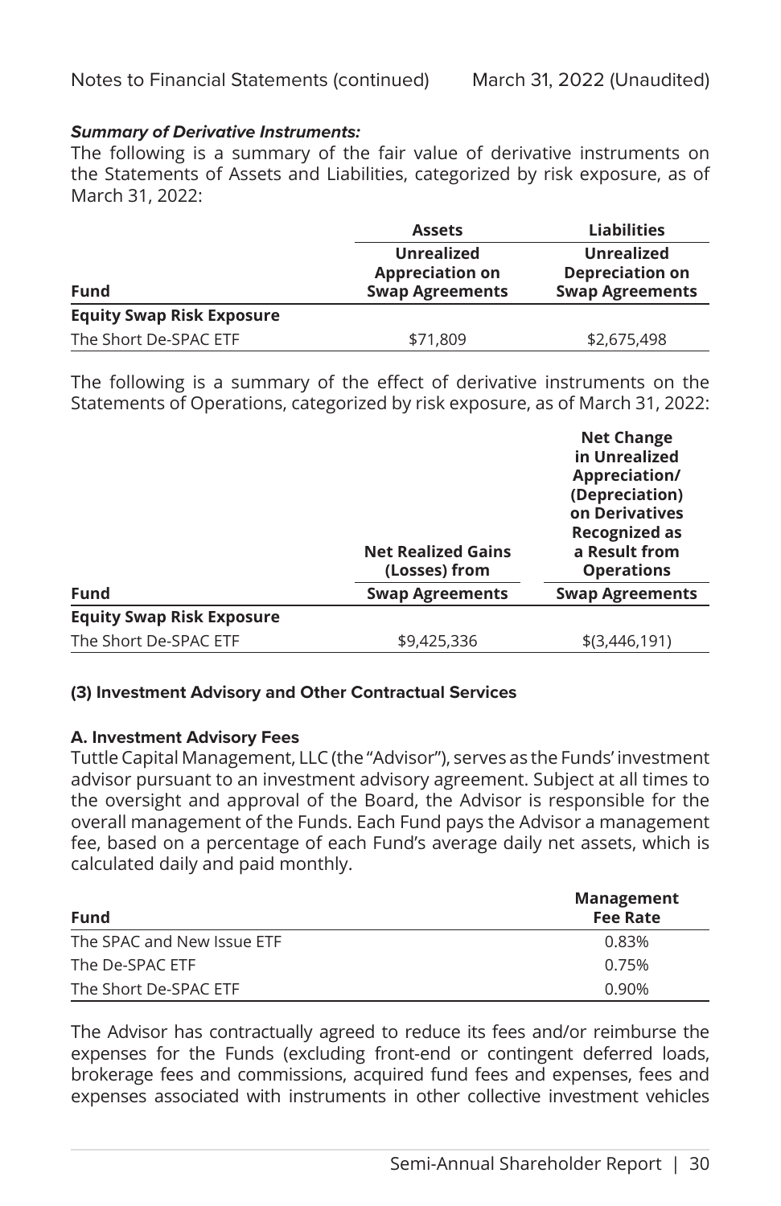***Summary of Derivative Instruments:***

The following is a summary of the fair value of derivative instruments on the Statements of Assets and Liabilities, categorized by risk exposure, as of March 31, 2022:

| | Assets | Liabilities |
|---|---|---|
| **Fund** | **Unrealized Appreciation on Swap Agreements** | **Unrealized Depreciation on Swap Agreements** |
| **Equity Swap Risk Exposure** | | |
| The Short De-SPAC ETF | $71,809 | $2,675,498 |

The following is a summary of the effect of derivative instruments on the Statements of Operations, categorized by risk exposure, as of March 31, 2022:

| | Net Realized Gains (Losses) from | Net Change in Unrealized Appreciation/ (Depreciation) on Derivatives Recognized as a Result from Operations |
|---|---|---|
| **Fund** | **Swap Agreements** | **Swap Agreements** |
| **Equity Swap Risk Exposure** | | |
| The Short De-SPAC ETF | $9,425,336 | $(3,446,191) |

#### (3) Investment Advisory and Other Contractual Services

#### A. Investment Advisory Fees

Tuttle Capital Management, LLC (the "Advisor"), serves as the Funds' investment advisor pursuant to an investment advisory agreement. Subject at all times to the oversight and approval of the Board, the Advisor is responsible for the overall management of the Funds. Each Fund pays the Advisor a management fee, based on a percentage of each Fund's average daily net assets, which is calculated daily and paid monthly.

| Fund | Management Fee Rate |
|---|---|
| The SPAC and New Issue ETF | 0.83% |
| The De-SPAC ETF | 0.75% |
| The Short De-SPAC ETF | 0.90% |

The Advisor has contractually agreed to reduce its fees and/or reimburse the expenses for the Funds (excluding front-end or contingent deferred loads, brokerage fees and commissions, acquired fund fees and expenses, fees and expenses associated with instruments in other collective investment vehicles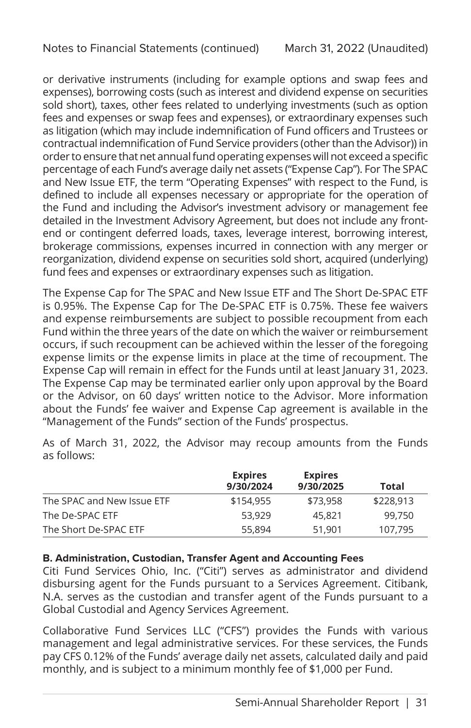or derivative instruments (including for example options and swap fees and expenses), borrowing costs (such as interest and dividend expense on securities sold short), taxes, other fees related to underlying investments (such as option fees and expenses or swap fees and expenses), or extraordinary expenses such as litigation (which may include indemnification of Fund officers and Trustees or contractual indemnification of Fund Service providers (other than the Advisor)) in order to ensure that net annual fund operating expenses will not exceed a specific percentage of each Fund's average daily net assets ("Expense Cap"). For The SPAC and New Issue ETF, the term "Operating Expenses" with respect to the Fund, is defined to include all expenses necessary or appropriate for the operation of the Fund and including the Advisor's investment advisory or management fee detailed in the Investment Advisory Agreement, but does not include any front-end or contingent deferred loads, taxes, leverage interest, borrowing interest, brokerage commissions, expenses incurred in connection with any merger or reorganization, dividend expense on securities sold short, acquired (underlying) fund fees and expenses or extraordinary expenses such as litigation.

The Expense Cap for The SPAC and New Issue ETF and The Short De-SPAC ETF is 0.95%. The Expense Cap for The De-SPAC ETF is 0.75%. These fee waivers and expense reimbursements are subject to possible recoupment from each Fund within the three years of the date on which the waiver or reimbursement occurs, if such recoupment can be achieved within the lesser of the foregoing expense limits or the expense limits in place at the time of recoupment. The Expense Cap will remain in effect for the Funds until at least January 31, 2023. The Expense Cap may be terminated earlier only upon approval by the Board or the Advisor, on 60 days' written notice to the Advisor. More information about the Funds' fee waiver and Expense Cap agreement is available in the "Management of the Funds" section of the Funds' prospectus.

As of March 31, 2022, the Advisor may recoup amounts from the Funds as follows:

| | Expires 9/30/2024 | Expires 9/30/2025 | Total |
|---|---|---|---|
| The SPAC and New Issue ETF | $154,955 | $73,958 | $228,913 |
| The De-SPAC ETF | 53,929 | 45,821 | 99,750 |
| The Short De-SPAC ETF | 55,894 | 51,901 | 107,795 |

**B. Administration, Custodian, Transfer Agent and Accounting Fees**

Citi Fund Services Ohio, Inc. ("Citi") serves as administrator and dividend disbursing agent for the Funds pursuant to a Services Agreement. Citibank, N.A. serves as the custodian and transfer agent of the Funds pursuant to a Global Custodial and Agency Services Agreement.

Collaborative Fund Services LLC ("CFS") provides the Funds with various management and legal administrative services. For these services, the Funds pay CFS 0.12% of the Funds' average daily net assets, calculated daily and paid monthly, and is subject to a minimum monthly fee of $1,000 per Fund.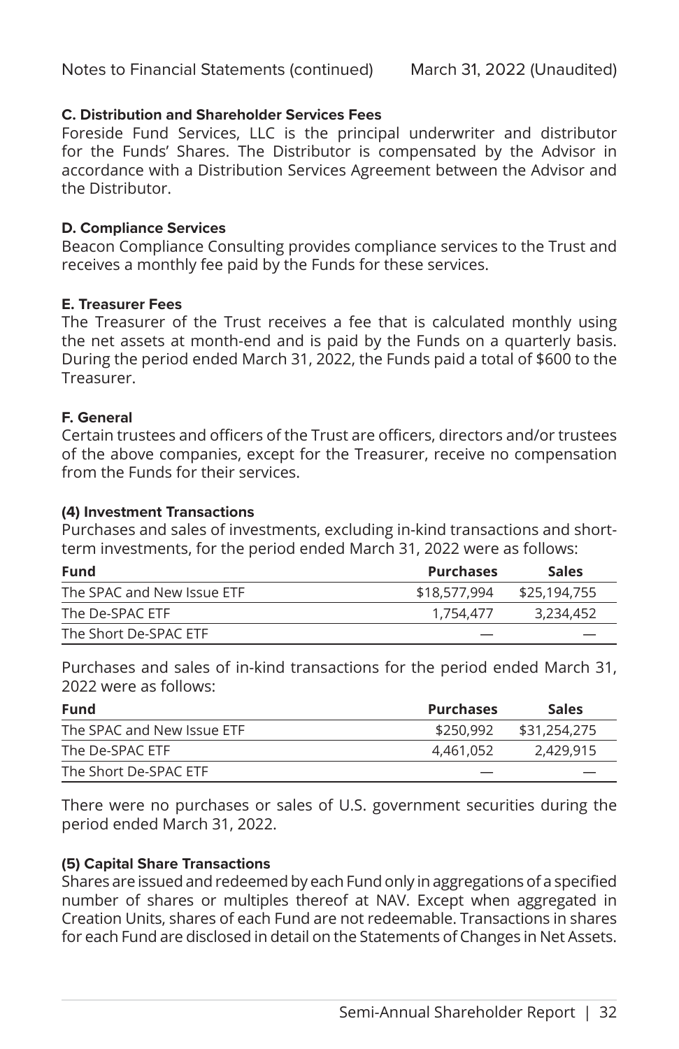#### C. Distribution and Shareholder Services Fees

Foreside Fund Services, LLC is the principal underwriter and distributor for the Funds' Shares. The Distributor is compensated by the Advisor in accordance with a Distribution Services Agreement between the Advisor and the Distributor.

#### D. Compliance Services

Beacon Compliance Consulting provides compliance services to the Trust and receives a monthly fee paid by the Funds for these services.

#### E. Treasurer Fees

The Treasurer of the Trust receives a fee that is calculated monthly using the net assets at month-end and is paid by the Funds on a quarterly basis. During the period ended March 31, 2022, the Funds paid a total of $600 to the Treasurer.

#### F. General

Certain trustees and officers of the Trust are officers, directors and/or trustees of the above companies, except for the Treasurer, receive no compensation from the Funds for their services.

### (4) Investment Transactions

Purchases and sales of investments, excluding in-kind transactions and short-term investments, for the period ended March 31, 2022 were as follows:

| Fund | Purchases | Sales |
| --- | --- | --- |
| The SPAC and New Issue ETF | $18,577,994 | $25,194,755 |
| The De-SPAC ETF | 1,754,477 | 3,234,452 |
| The Short De-SPAC ETF | — | — |

Purchases and sales of in-kind transactions for the period ended March 31, 2022 were as follows:

| Fund | Purchases | Sales |
| --- | --- | --- |
| The SPAC and New Issue ETF | $250,992 | $31,254,275 |
| The De-SPAC ETF | 4,461,052 | 2,429,915 |
| The Short De-SPAC ETF | — | — |

There were no purchases or sales of U.S. government securities during the period ended March 31, 2022.

### (5) Capital Share Transactions

Shares are issued and redeemed by each Fund only in aggregations of a specified number of shares or multiples thereof at NAV. Except when aggregated in Creation Units, shares of each Fund are not redeemable. Transactions in shares for each Fund are disclosed in detail on the Statements of Changes in Net Assets.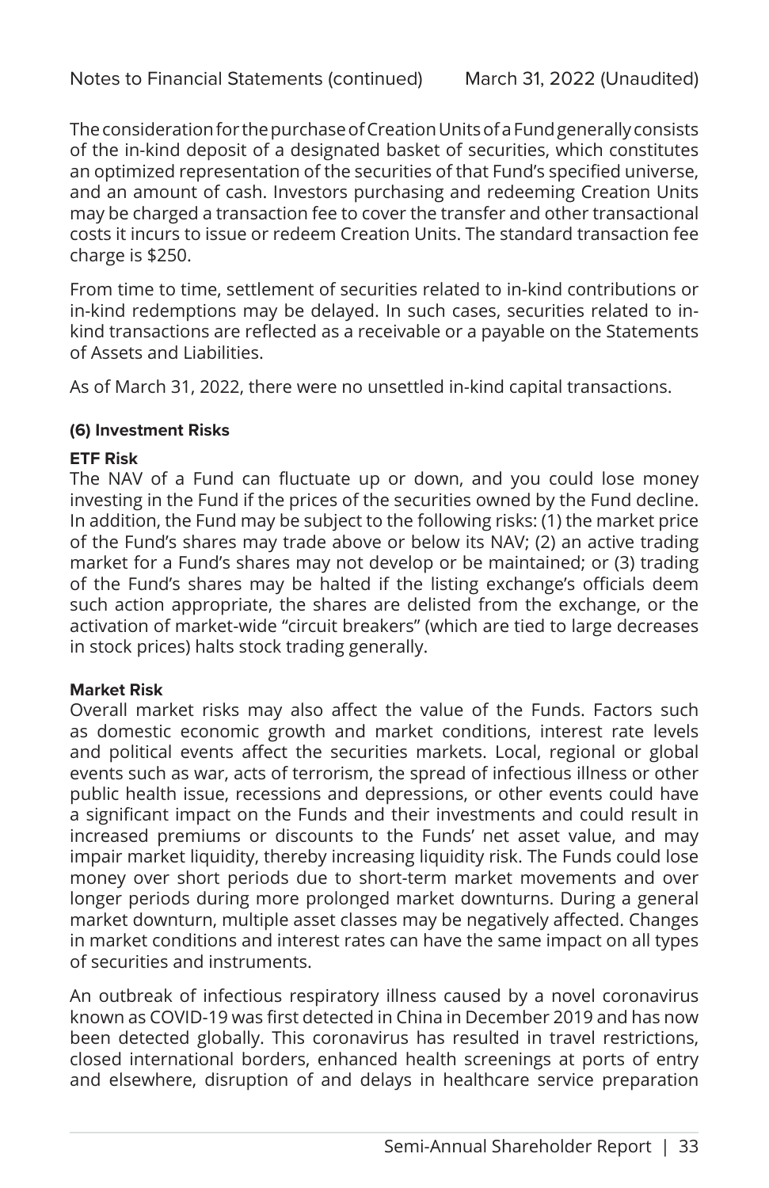The consideration for the purchase of Creation Units of a Fund generally consists of the in-kind deposit of a designated basket of securities, which constitutes an optimized representation of the securities of that Fund's specified universe, and an amount of cash. Investors purchasing and redeeming Creation Units may be charged a transaction fee to cover the transfer and other transactional costs it incurs to issue or redeem Creation Units. The standard transaction fee charge is $250.

From time to time, settlement of securities related to in-kind contributions or in-kind redemptions may be delayed. In such cases, securities related to in-kind transactions are reflected as a receivable or a payable on the Statements of Assets and Liabilities.

As of March 31, 2022, there were no unsettled in-kind capital transactions.

### (6) Investment Risks

#### ETF Risk

The NAV of a Fund can fluctuate up or down, and you could lose money investing in the Fund if the prices of the securities owned by the Fund decline. In addition, the Fund may be subject to the following risks: (1) the market price of the Fund's shares may trade above or below its NAV; (2) an active trading market for a Fund's shares may not develop or be maintained; or (3) trading of the Fund's shares may be halted if the listing exchange's officials deem such action appropriate, the shares are delisted from the exchange, or the activation of market-wide "circuit breakers" (which are tied to large decreases in stock prices) halts stock trading generally.

#### Market Risk

Overall market risks may also affect the value of the Funds. Factors such as domestic economic growth and market conditions, interest rate levels and political events affect the securities markets. Local, regional or global events such as war, acts of terrorism, the spread of infectious illness or other public health issue, recessions and depressions, or other events could have a significant impact on the Funds and their investments and could result in increased premiums or discounts to the Funds' net asset value, and may impair market liquidity, thereby increasing liquidity risk. The Funds could lose money over short periods due to short-term market movements and over longer periods during more prolonged market downturns. During a general market downturn, multiple asset classes may be negatively affected. Changes in market conditions and interest rates can have the same impact on all types of securities and instruments.

An outbreak of infectious respiratory illness caused by a novel coronavirus known as COVID-19 was first detected in China in December 2019 and has now been detected globally. This coronavirus has resulted in travel restrictions, closed international borders, enhanced health screenings at ports of entry and elsewhere, disruption of and delays in healthcare service preparation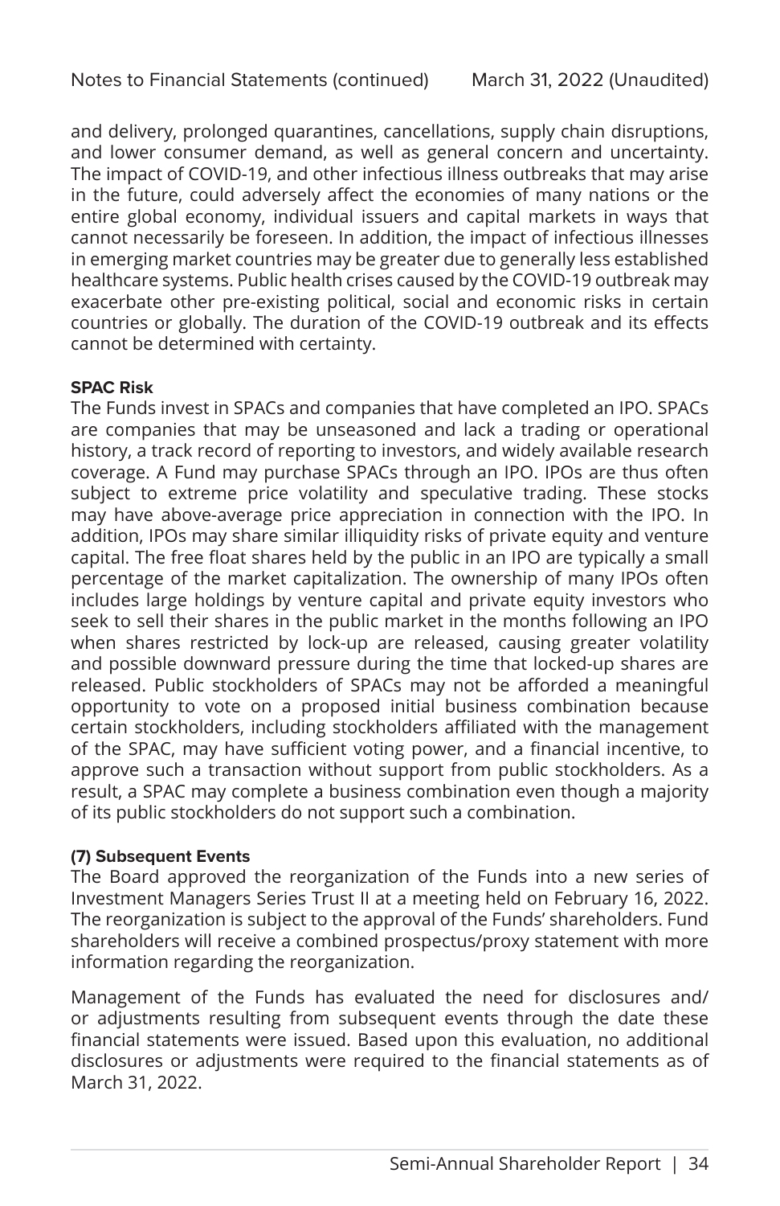and delivery, prolonged quarantines, cancellations, supply chain disruptions, and lower consumer demand, as well as general concern and uncertainty. The impact of COVID-19, and other infectious illness outbreaks that may arise in the future, could adversely affect the economies of many nations or the entire global economy, individual issuers and capital markets in ways that cannot necessarily be foreseen. In addition, the impact of infectious illnesses in emerging market countries may be greater due to generally less established healthcare systems. Public health crises caused by the COVID-19 outbreak may exacerbate other pre-existing political, social and economic risks in certain countries or globally. The duration of the COVID-19 outbreak and its effects cannot be determined with certainty.

**SPAC Risk**

The Funds invest in SPACs and companies that have completed an IPO. SPACs are companies that may be unseasoned and lack a trading or operational history, a track record of reporting to investors, and widely available research coverage. A Fund may purchase SPACs through an IPO. IPOs are thus often subject to extreme price volatility and speculative trading. These stocks may have above-average price appreciation in connection with the IPO. In addition, IPOs may share similar illiquidity risks of private equity and venture capital. The free float shares held by the public in an IPO are typically a small percentage of the market capitalization. The ownership of many IPOs often includes large holdings by venture capital and private equity investors who seek to sell their shares in the public market in the months following an IPO when shares restricted by lock-up are released, causing greater volatility and possible downward pressure during the time that locked-up shares are released. Public stockholders of SPACs may not be afforded a meaningful opportunity to vote on a proposed initial business combination because certain stockholders, including stockholders affiliated with the management of the SPAC, may have sufficient voting power, and a financial incentive, to approve such a transaction without support from public stockholders. As a result, a SPAC may complete a business combination even though a majority of its public stockholders do not support such a combination.

**(7) Subsequent Events**

The Board approved the reorganization of the Funds into a new series of Investment Managers Series Trust II at a meeting held on February 16, 2022. The reorganization is subject to the approval of the Funds' shareholders. Fund shareholders will receive a combined prospectus/proxy statement with more information regarding the reorganization.

Management of the Funds has evaluated the need for disclosures and/ or adjustments resulting from subsequent events through the date these financial statements were issued. Based upon this evaluation, no additional disclosures or adjustments were required to the financial statements as of March 31, 2022.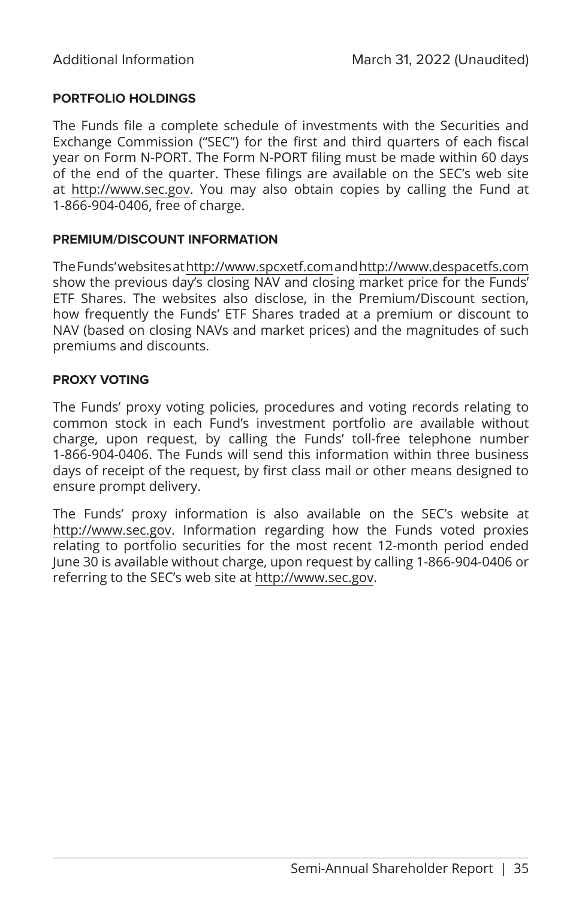## PORTFOLIO HOLDINGS

The Funds file a complete schedule of investments with the Securities and Exchange Commission ("SEC") for the first and third quarters of each fiscal year on Form N-PORT. The Form N-PORT filing must be made within 60 days of the end of the quarter. These filings are available on the SEC's web site at http://www.sec.gov. You may also obtain copies by calling the Fund at 1-866-904-0406, free of charge.

## PREMIUM/DISCOUNT INFORMATION

The Funds' websites at http://www.spcxetf.com and http://www.despacetfs.com show the previous day's closing NAV and closing market price for the Funds' ETF Shares. The websites also disclose, in the Premium/Discount section, how frequently the Funds' ETF Shares traded at a premium or discount to NAV (based on closing NAVs and market prices) and the magnitudes of such premiums and discounts.

## PROXY VOTING

The Funds' proxy voting policies, procedures and voting records relating to common stock in each Fund's investment portfolio are available without charge, upon request, by calling the Funds' toll-free telephone number 1-866-904-0406. The Funds will send this information within three business days of receipt of the request, by first class mail or other means designed to ensure prompt delivery.

The Funds' proxy information is also available on the SEC's website at http://www.sec.gov. Information regarding how the Funds voted proxies relating to portfolio securities for the most recent 12-month period ended June 30 is available without charge, upon request by calling 1-866-904-0406 or referring to the SEC's web site at http://www.sec.gov.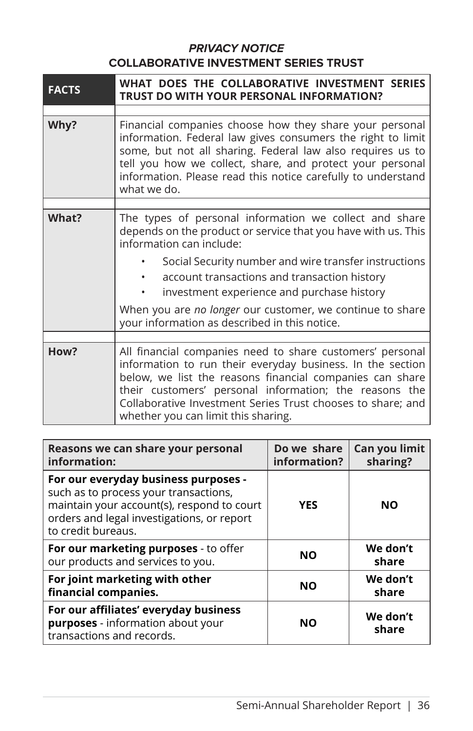## *PRIVACY NOTICE*

## COLLABORATIVE INVESTMENT SERIES TRUST

| **FACTS** | **WHAT DOES THE COLLABORATIVE INVESTMENT SERIES TRUST DO WITH YOUR PERSONAL INFORMATION?** |
|---|---|
| **Why?** | Financial companies choose how they share your personal information. Federal law gives consumers the right to limit some, but not all sharing. Federal law also requires us to tell you how we collect, share, and protect your personal information. Please read this notice carefully to understand what we do. |
| **What?** | The types of personal information we collect and share depends on the product or service that you have with us. This information can include:<br>• Social Security number and wire transfer instructions<br>• account transactions and transaction history<br>• investment experience and purchase history<br>When you are *no longer* our customer, we continue to share your information as described in this notice. |
| **How?** | All financial companies need to share customers' personal information to run their everyday business. In the section below, we list the reasons financial companies can share their customers' personal information; the reasons the Collaborative Investment Series Trust chooses to share; and whether you can limit this sharing. |

| **Reasons we can share your personal information:** | **Do we share information?** | **Can you limit sharing?** |
|---|---|---|
| **For our everyday business purposes -** such as to process your transactions, maintain your account(s), respond to court orders and legal investigations, or report to credit bureaus. | **YES** | **NO** |
| **For our marketing purposes** - to offer our products and services to you. | **NO** | **We don't share** |
| **For joint marketing with other financial companies.** | **NO** | **We don't share** |
| **For our affiliates' everyday business purposes** - information about your transactions and records. | **NO** | **We don't share** |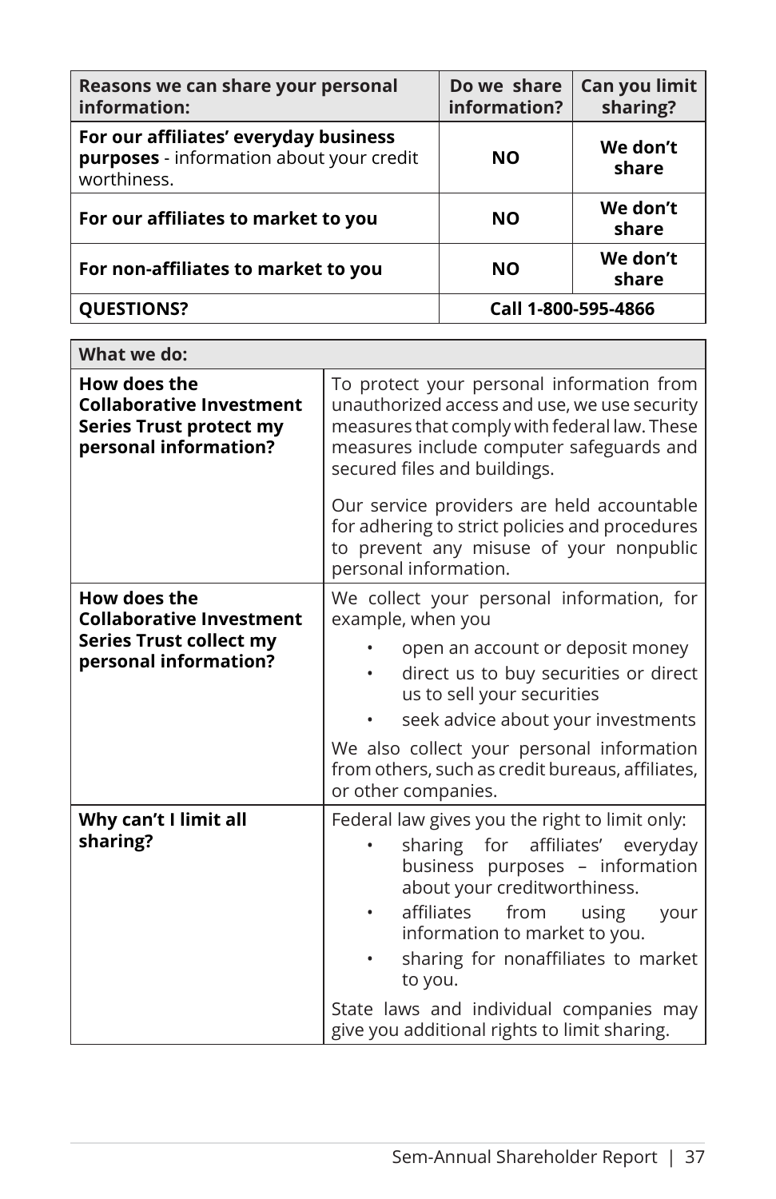| Reasons we can share your personal information: | Do we share information? | Can you limit sharing? |
|---|---|---|
| **For our affiliates' everyday business purposes** - information about your credit worthiness. | **NO** | **We don't share** |
| **For our affiliates to market to you** | **NO** | **We don't share** |
| **For non-affiliates to market to you** | **NO** | **We don't share** |
| **QUESTIONS?** | **Call 1-800-595-4866** | |

| What we do: | |
|---|---|
| **How does the Collaborative Investment Series Trust protect my personal information?** | To protect your personal information from unauthorized access and use, we use security measures that comply with federal law. These measures include computer safeguards and secured files and buildings.<br><br>Our service providers are held accountable for adhering to strict policies and procedures to prevent any misuse of your nonpublic personal information. |
| **How does the Collaborative Investment Series Trust collect my personal information?** | We collect your personal information, for example, when you<br>• open an account or deposit money<br>• direct us to buy securities or direct us to sell your securities<br>• seek advice about your investments<br><br>We also collect your personal information from others, such as credit bureaus, affiliates, or other companies. |
| **Why can't I limit all sharing?** | Federal law gives you the right to limit only:<br>• sharing for affiliates' everyday business purposes – information about your creditworthiness.<br>• affiliates from using your information to market to you.<br>• sharing for nonaffiliates to market to you.<br><br>State laws and individual companies may give you additional rights to limit sharing. |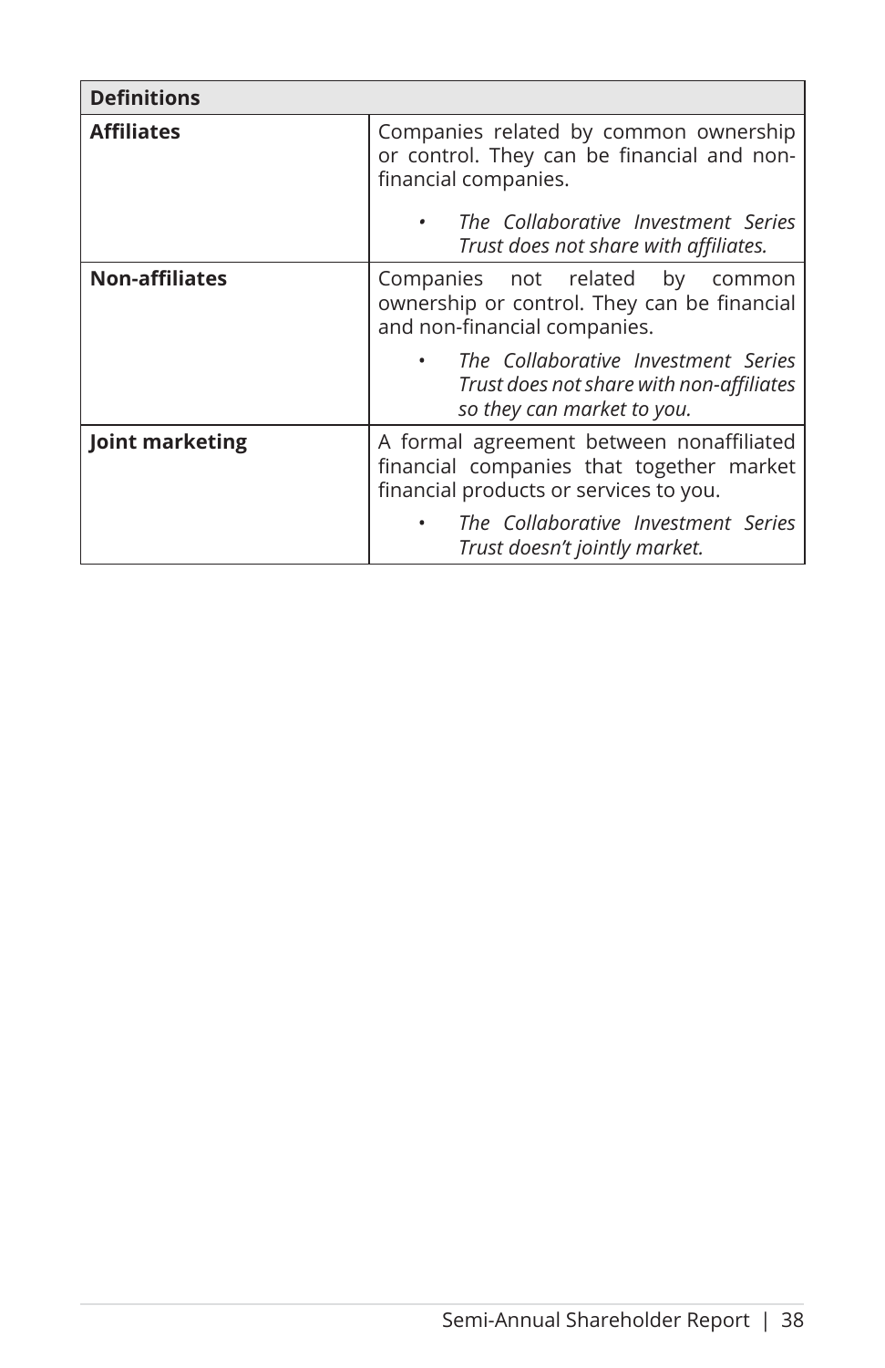| Definitions | |
|---|---|
| **Affiliates** | Companies related by common ownership or control. They can be financial and non-financial companies.<br><br>• *The Collaborative Investment Series Trust does not share with affiliates.* |
| **Non-affiliates** | Companies not related by common ownership or control. They can be financial and non-financial companies.<br><br>• *The Collaborative Investment Series Trust does not share with non-affiliates so they can market to you.* |
| **Joint marketing** | A formal agreement between nonaffiliated financial companies that together market financial products or services to you.<br><br>• *The Collaborative Investment Series Trust doesn't jointly market.* |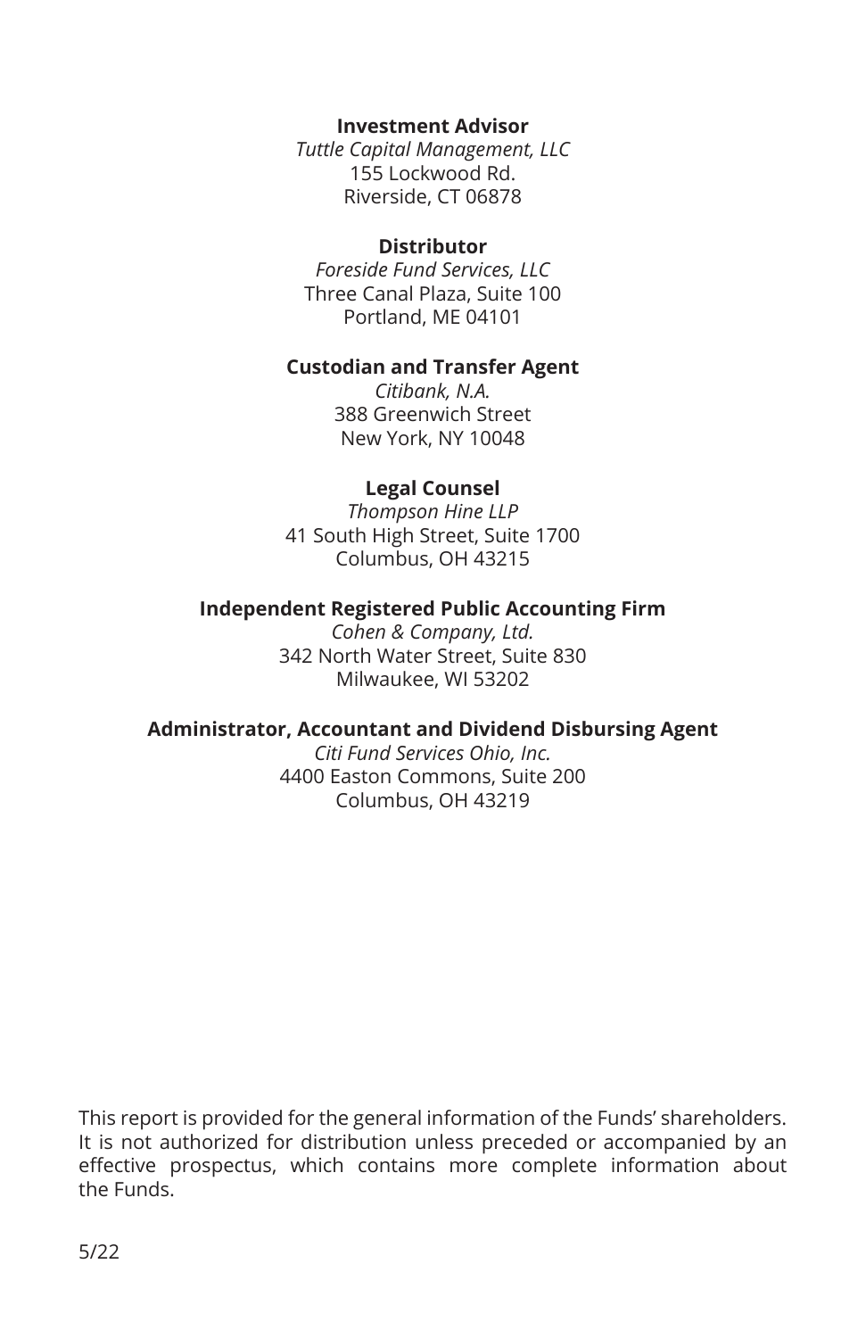**Investment Advisor**

*Tuttle Capital Management, LLC*
155 Lockwood Rd.
Riverside, CT 06878

**Distributor**

*Foreside Fund Services, LLC*
Three Canal Plaza, Suite 100
Portland, ME 04101

**Custodian and Transfer Agent**

*Citibank, N.A.*
388 Greenwich Street
New York, NY 10048

**Legal Counsel**

*Thompson Hine LLP*
41 South High Street, Suite 1700
Columbus, OH 43215

**Independent Registered Public Accounting Firm**

*Cohen & Company, Ltd.*
342 North Water Street, Suite 830
Milwaukee, WI 53202

**Administrator, Accountant and Dividend Disbursing Agent**

*Citi Fund Services Ohio, Inc.*
4400 Easton Commons, Suite 200
Columbus, OH 43219

This report is provided for the general information of the Funds' shareholders. It is not authorized for distribution unless preceded or accompanied by an effective prospectus, which contains more complete information about the Funds.

5/22